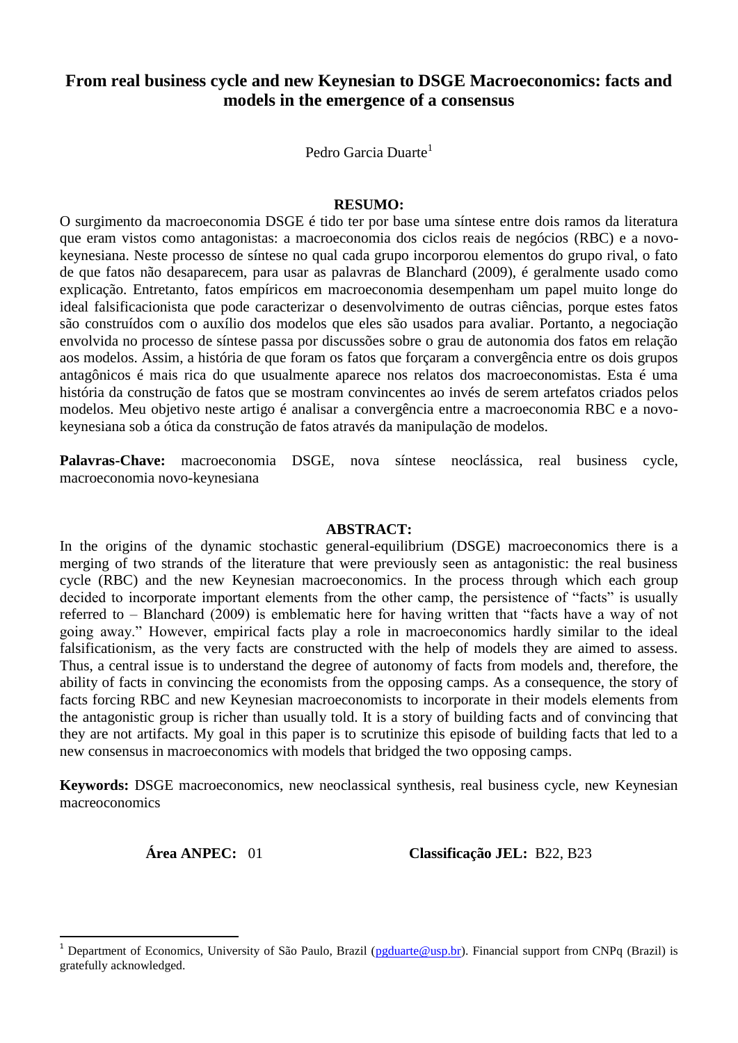# From real business cycle and new Keynesian to DSGE Macroeconomics: facts and models in the emergence of a consensus

Pedro Garcia Duarte[1]

**RESUMO:**

O surgimento da macroeconomia DSGE é tido ter por base uma síntese entre dois ramos da literatura que eram vistos como antagonistas: a macroeconomia dos ciclos reais de negócios (RBC) e a novo-keynesiana. Neste processo de síntese no qual cada grupo incorporou elementos do grupo rival, o fato de que fatos não desaparecem, para usar as palavras de Blanchard (2009), é geralmente usado como explicação. Entretanto, fatos empíricos em macroeconomia desempenham um papel muito longe do ideal falsificacionista que pode caracterizar o desenvolvimento de outras ciências, porque estes fatos são construídos com o auxílio dos modelos que eles são usados para avaliar. Portanto, a negociação envolvida no processo de síntese passa por discussões sobre o grau de autonomia dos fatos em relação aos modelos. Assim, a história de que foram os fatos que forçaram a convergência entre os dois grupos antagônicos é mais rica do que usualmente aparece nos relatos dos macroeconomistas. Esta é uma história da construção de fatos que se mostram convincentes ao invés de serem artefatos criados pelos modelos. Meu objetivo neste artigo é analisar a convergência entre a macroeconomia RBC e a novo-keynesiana sob a ótica da construção de fatos através da manipulação de modelos.

**Palavras-Chave:** macroeconomia DSGE, nova síntese neoclássica, real business cycle, macroeconomia novo-keynesiana

**ABSTRACT:**

In the origins of the dynamic stochastic general-equilibrium (DSGE) macroeconomics there is a merging of two strands of the literature that were previously seen as antagonistic: the real business cycle (RBC) and the new Keynesian macroeconomics. In the process through which each group decided to incorporate important elements from the other camp, the persistence of "facts" is usually referred to – Blanchard (2009) is emblematic here for having written that "facts have a way of not going away." However, empirical facts play a role in macroeconomics hardly similar to the ideal falsificationism, as the very facts are constructed with the help of models they are aimed to assess. Thus, a central issue is to understand the degree of autonomy of facts from models and, therefore, the ability of facts in convincing the economists from the opposing camps. As a consequence, the story of facts forcing RBC and new Keynesian macroeconomists to incorporate in their models elements from the antagonistic group is richer than usually told. It is a story of building facts and of convincing that they are not artifacts. My goal in this paper is to scrutinize this episode of building facts that led to a new consensus in macroeconomics with models that bridged the two opposing camps.

**Keywords:** DSGE macroeconomics, new neoclassical synthesis, real business cycle, new Keynesian macreoconomics

**Área ANPEC:** 01 **Classificação JEL:** B22, B23

---

[1] Department of Economics, University of São Paulo, Brazil (pgduarte@usp.br). Financial support from CNPq (Brazil) is gratefully acknowledged.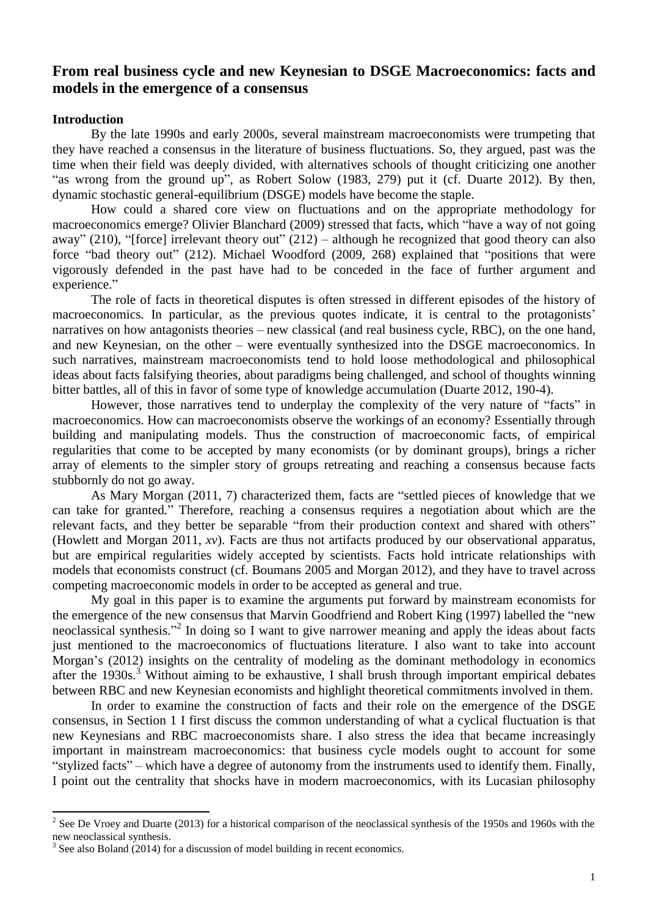# From real business cycle and new Keynesian to DSGE Macroeconomics: facts and models in the emergence of a consensus

## Introduction

By the late 1990s and early 2000s, several mainstream macroeconomists were trumpeting that they have reached a consensus in the literature of business fluctuations. So, they argued, past was the time when their field was deeply divided, with alternatives schools of thought criticizing one another "as wrong from the ground up", as Robert Solow (1983, 279) put it (cf. Duarte 2012). By then, dynamic stochastic general-equilibrium (DSGE) models have become the staple.

How could a shared core view on fluctuations and on the appropriate methodology for macroeconomics emerge? Olivier Blanchard (2009) stressed that facts, which "have a way of not going away" (210), "[force] irrelevant theory out" (212) – although he recognized that good theory can also force "bad theory out" (212). Michael Woodford (2009, 268) explained that "positions that were vigorously defended in the past have had to be conceded in the face of further argument and experience."

The role of facts in theoretical disputes is often stressed in different episodes of the history of macroeconomics. In particular, as the previous quotes indicate, it is central to the protagonists' narratives on how antagonists theories – new classical (and real business cycle, RBC), on the one hand, and new Keynesian, on the other – were eventually synthesized into the DSGE macroeconomics. In such narratives, mainstream macroeconomists tend to hold loose methodological and philosophical ideas about facts falsifying theories, about paradigms being challenged, and school of thoughts winning bitter battles, all of this in favor of some type of knowledge accumulation (Duarte 2012, 190-4).

However, those narratives tend to underplay the complexity of the very nature of "facts" in macroeconomics. How can macroeconomists observe the workings of an economy? Essentially through building and manipulating models. Thus the construction of macroeconomic facts, of empirical regularities that come to be accepted by many economists (or by dominant groups), brings a richer array of elements to the simpler story of groups retreating and reaching a consensus because facts stubbornly do not go away.

As Mary Morgan (2011, 7) characterized them, facts are "settled pieces of knowledge that we can take for granted." Therefore, reaching a consensus requires a negotiation about which are the relevant facts, and they better be separable "from their production context and shared with others" (Howlett and Morgan 2011, *xv*). Facts are thus not artifacts produced by our observational apparatus, but are empirical regularities widely accepted by scientists. Facts hold intricate relationships with models that economists construct (cf. Boumans 2005 and Morgan 2012), and they have to travel across competing macroeconomic models in order to be accepted as general and true.

My goal in this paper is to examine the arguments put forward by mainstream economists for the emergence of the new consensus that Marvin Goodfriend and Robert King (1997) labelled the "new neoclassical synthesis."[2] In doing so I want to give narrower meaning and apply the ideas about facts just mentioned to the macroeconomics of fluctuations literature. I also want to take into account Morgan's (2012) insights on the centrality of modeling as the dominant methodology in economics after the 1930s.[3] Without aiming to be exhaustive, I shall brush through important empirical debates between RBC and new Keynesian economists and highlight theoretical commitments involved in them.

In order to examine the construction of facts and their role on the emergence of the DSGE consensus, in Section 1 I first discuss the common understanding of what a cyclical fluctuation is that new Keynesians and RBC macroeconomists share. I also stress the idea that became increasingly important in mainstream macroeconomics: that business cycle models ought to account for some "stylized facts" – which have a degree of autonomy from the instruments used to identify them. Finally, I point out the centrality that shocks have in modern macroeconomics, with its Lucasian philosophy

---

[2] See De Vroey and Duarte (2013) for a historical comparison of the neoclassical synthesis of the 1950s and 1960s with the new neoclassical synthesis.

[3] See also Boland (2014) for a discussion of model building in recent economics.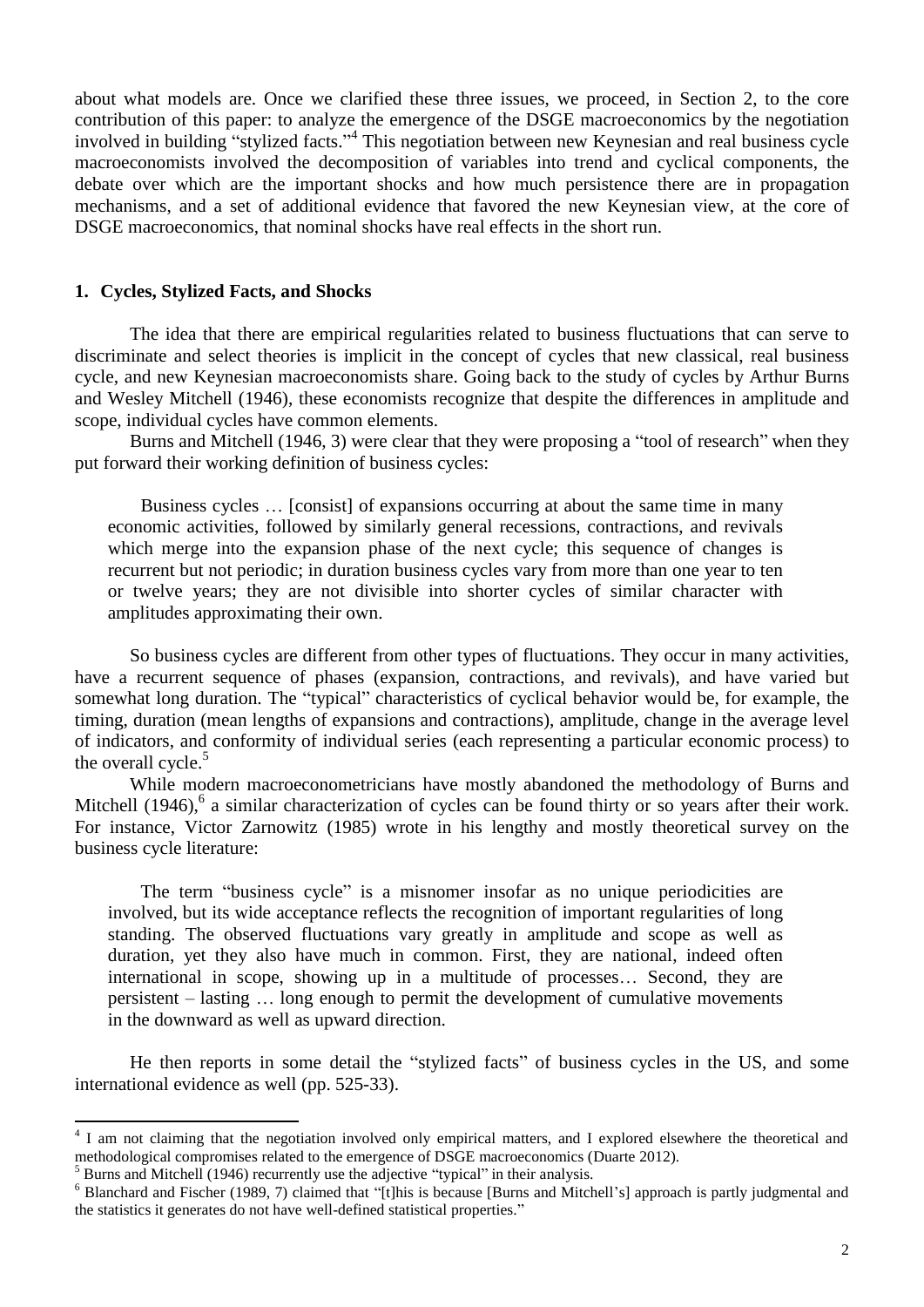about what models are. Once we clarified these three issues, we proceed, in Section 2, to the core contribution of this paper: to analyze the emergence of the DSGE macroeconomics by the negotiation involved in building "stylized facts."[4] This negotiation between new Keynesian and real business cycle macroeconomists involved the decomposition of variables into trend and cyclical components, the debate over which are the important shocks and how much persistence there are in propagation mechanisms, and a set of additional evidence that favored the new Keynesian view, at the core of DSGE macroeconomics, that nominal shocks have real effects in the short run.

## 1. Cycles, Stylized Facts, and Shocks

The idea that there are empirical regularities related to business fluctuations that can serve to discriminate and select theories is implicit in the concept of cycles that new classical, real business cycle, and new Keynesian macroeconomists share. Going back to the study of cycles by Arthur Burns and Wesley Mitchell (1946), these economists recognize that despite the differences in amplitude and scope, individual cycles have common elements.

Burns and Mitchell (1946, 3) were clear that they were proposing a "tool of research" when they put forward their working definition of business cycles:

> Business cycles … [consist] of expansions occurring at about the same time in many economic activities, followed by similarly general recessions, contractions, and revivals which merge into the expansion phase of the next cycle; this sequence of changes is recurrent but not periodic; in duration business cycles vary from more than one year to ten or twelve years; they are not divisible into shorter cycles of similar character with amplitudes approximating their own.

So business cycles are different from other types of fluctuations. They occur in many activities, have a recurrent sequence of phases (expansion, contractions, and revivals), and have varied but somewhat long duration. The "typical" characteristics of cyclical behavior would be, for example, the timing, duration (mean lengths of expansions and contractions), amplitude, change in the average level of indicators, and conformity of individual series (each representing a particular economic process) to the overall cycle.[5]

While modern macroeconometricians have mostly abandoned the methodology of Burns and Mitchell (1946),[6] a similar characterization of cycles can be found thirty or so years after their work. For instance, Victor Zarnowitz (1985) wrote in his lengthy and mostly theoretical survey on the business cycle literature:

> The term "business cycle" is a misnomer insofar as no unique periodicities are involved, but its wide acceptance reflects the recognition of important regularities of long standing. The observed fluctuations vary greatly in amplitude and scope as well as duration, yet they also have much in common. First, they are national, indeed often international in scope, showing up in a multitude of processes… Second, they are persistent – lasting … long enough to permit the development of cumulative movements in the downward as well as upward direction.

He then reports in some detail the "stylized facts" of business cycles in the US, and some international evidence as well (pp. 525-33).

---

[4] I am not claiming that the negotiation involved only empirical matters, and I explored elsewhere the theoretical and methodological compromises related to the emergence of DSGE macroeconomics (Duarte 2012).

[5] Burns and Mitchell (1946) recurrently use the adjective "typical" in their analysis.

[6] Blanchard and Fischer (1989, 7) claimed that "[t]his is because [Burns and Mitchell's] approach is partly judgmental and the statistics it generates do not have well-defined statistical properties."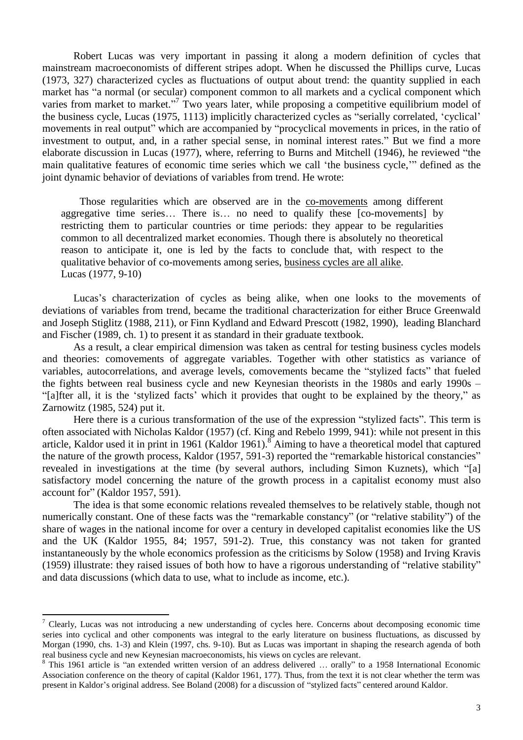Robert Lucas was very important in passing it along a modern definition of cycles that mainstream macroeconomists of different stripes adopt. When he discussed the Phillips curve, Lucas (1973, 327) characterized cycles as fluctuations of output about trend: the quantity supplied in each market has "a normal (or secular) component common to all markets and a cyclical component which varies from market to market."[7] Two years later, while proposing a competitive equilibrium model of the business cycle, Lucas (1975, 1113) implicitly characterized cycles as "serially correlated, 'cyclical' movements in real output" which are accompanied by "procyclical movements in prices, in the ratio of investment to output, and, in a rather special sense, in nominal interest rates." But we find a more elaborate discussion in Lucas (1977), where, referring to Burns and Mitchell (1946), he reviewed "the main qualitative features of economic time series which we call 'the business cycle,'" defined as the joint dynamic behavior of deviations of variables from trend. He wrote:

> Those regularities which are observed are in the <u>co-movements</u> among different aggregative time series… There is… no need to qualify these [co-movements] by restricting them to particular countries or time periods: they appear to be regularities common to all decentralized market economies. Though there is absolutely no theoretical reason to anticipate it, one is led by the facts to conclude that, with respect to the qualitative behavior of co-movements among series, <u>business cycles are all alike</u>.
> Lucas (1977, 9-10)

Lucas's characterization of cycles as being alike, when one looks to the movements of deviations of variables from trend, became the traditional characterization for either Bruce Greenwald and Joseph Stiglitz (1988, 211), or Finn Kydland and Edward Prescott (1982, 1990), leading Blanchard and Fischer (1989, ch. 1) to present it as standard in their graduate textbook.

As a result, a clear empirical dimension was taken as central for testing business cycles models and theories: comovements of aggregate variables. Together with other statistics as variance of variables, autocorrelations, and average levels, comovements became the "stylized facts" that fueled the fights between real business cycle and new Keynesian theorists in the 1980s and early 1990s – "[a]fter all, it is the 'stylized facts' which it provides that ought to be explained by the theory," as Zarnowitz (1985, 524) put it.

Here there is a curious transformation of the use of the expression "stylized facts". This term is often associated with Nicholas Kaldor (1957) (cf. King and Rebelo 1999, 941): while not present in this article, Kaldor used it in print in 1961 (Kaldor 1961).[8] Aiming to have a theoretical model that captured the nature of the growth process, Kaldor (1957, 591-3) reported the "remarkable historical constancies" revealed in investigations at the time (by several authors, including Simon Kuznets), which "[a] satisfactory model concerning the nature of the growth process in a capitalist economy must also account for" (Kaldor 1957, 591).

The idea is that some economic relations revealed themselves to be relatively stable, though not numerically constant. One of these facts was the "remarkable constancy" (or "relative stability") of the share of wages in the national income for over a century in developed capitalist economies like the US and the UK (Kaldor 1955, 84; 1957, 591-2). True, this constancy was not taken for granted instantaneously by the whole economics profession as the criticisms by Solow (1958) and Irving Kravis (1959) illustrate: they raised issues of both how to have a rigorous understanding of "relative stability" and data discussions (which data to use, what to include as income, etc.).

---

[7] Clearly, Lucas was not introducing a new understanding of cycles here. Concerns about decomposing economic time series into cyclical and other components was integral to the early literature on business fluctuations, as discussed by Morgan (1990, chs. 1-3) and Klein (1997, chs. 9-10). But as Lucas was important in shaping the research agenda of both real business cycle and new Keynesian macroeconomists, his views on cycles are relevant.

[8] This 1961 article is "an extended written version of an address delivered … orally" to a 1958 International Economic Association conference on the theory of capital (Kaldor 1961, 177). Thus, from the text it is not clear whether the term was present in Kaldor's original address. See Boland (2008) for a discussion of "stylized facts" centered around Kaldor.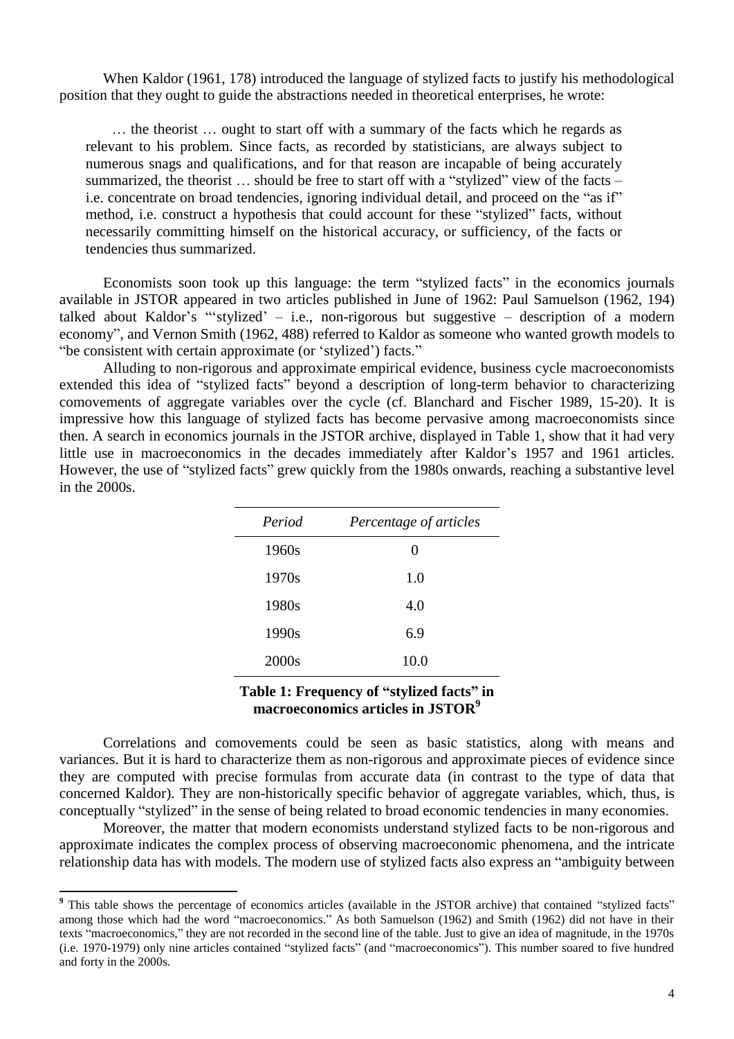When Kaldor (1961, 178) introduced the language of stylized facts to justify his methodological position that they ought to guide the abstractions needed in theoretical enterprises, he wrote:

> … the theorist … ought to start off with a summary of the facts which he regards as relevant to his problem. Since facts, as recorded by statisticians, are always subject to numerous snags and qualifications, and for that reason are incapable of being accurately summarized, the theorist … should be free to start off with a "stylized" view of the facts – i.e. concentrate on broad tendencies, ignoring individual detail, and proceed on the "as if" method, i.e. construct a hypothesis that could account for these "stylized" facts, without necessarily committing himself on the historical accuracy, or sufficiency, of the facts or tendencies thus summarized.

Economists soon took up this language: the term "stylized facts" in the economics journals available in JSTOR appeared in two articles published in June of 1962: Paul Samuelson (1962, 194) talked about Kaldor's "'stylized' – i.e., non-rigorous but suggestive – description of a modern economy", and Vernon Smith (1962, 488) referred to Kaldor as someone who wanted growth models to "be consistent with certain approximate (or 'stylized') facts."

Alluding to non-rigorous and approximate empirical evidence, business cycle macroeconomists extended this idea of "stylized facts" beyond a description of long-term behavior to characterizing comovements of aggregate variables over the cycle (cf. Blanchard and Fischer 1989, 15-20). It is impressive how this language of stylized facts has become pervasive among macroeconomists since then. A search in economics journals in the JSTOR archive, displayed in Table 1, show that it had very little use in macroeconomics in the decades immediately after Kaldor's 1957 and 1961 articles. However, the use of "stylized facts" grew quickly from the 1980s onwards, reaching a substantive level in the 2000s.

| *Period* | *Percentage of articles* |
|---|---|
| 1960s | 0 |
| 1970s | 1.0 |
| 1980s | 4.0 |
| 1990s | 6.9 |
| 2000s | 10.0 |

**Table 1: Frequency of "stylized facts" in macroeconomics articles in JSTOR**[9]

Correlations and comovements could be seen as basic statistics, along with means and variances. But it is hard to characterize them as non-rigorous and approximate pieces of evidence since they are computed with precise formulas from accurate data (in contrast to the type of data that concerned Kaldor). They are non-historically specific behavior of aggregate variables, which, thus, is conceptually "stylized" in the sense of being related to broad economic tendencies in many economies.

Moreover, the matter that modern economists understand stylized facts to be non-rigorous and approximate indicates the complex process of observing macroeconomic phenomena, and the intricate relationship data has with models. The modern use of stylized facts also express an "ambiguity between

---

[9] This table shows the percentage of economics articles (available in the JSTOR archive) that contained "stylized facts" among those which had the word "macroeconomics." As both Samuelson (1962) and Smith (1962) did not have in their texts "macroeconomics," they are not recorded in the second line of the table. Just to give an idea of magnitude, in the 1970s (i.e. 1970-1979) only nine articles contained "stylized facts" (and "macroeconomics"). This number soared to five hundred and forty in the 2000s.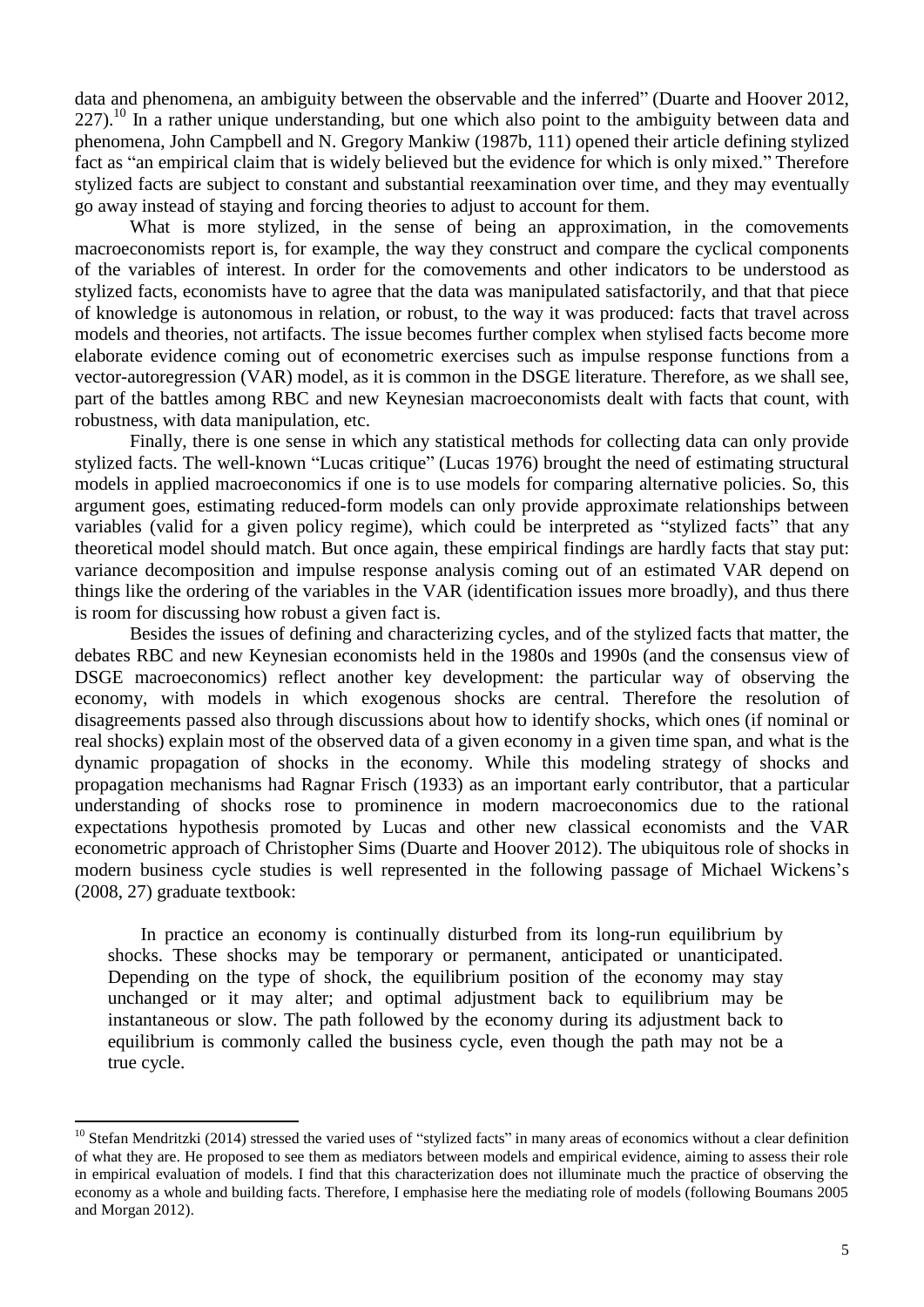data and phenomena, an ambiguity between the observable and the inferred" (Duarte and Hoover 2012, 227).[10] In a rather unique understanding, but one which also point to the ambiguity between data and phenomena, John Campbell and N. Gregory Mankiw (1987b, 111) opened their article defining stylized fact as "an empirical claim that is widely believed but the evidence for which is only mixed." Therefore stylized facts are subject to constant and substantial reexamination over time, and they may eventually go away instead of staying and forcing theories to adjust to account for them.

What is more stylized, in the sense of being an approximation, in the comovements macroeconomists report is, for example, the way they construct and compare the cyclical components of the variables of interest. In order for the comovements and other indicators to be understood as stylized facts, economists have to agree that the data was manipulated satisfactorily, and that that piece of knowledge is autonomous in relation, or robust, to the way it was produced: facts that travel across models and theories, not artifacts. The issue becomes further complex when stylised facts become more elaborate evidence coming out of econometric exercises such as impulse response functions from a vector-autoregression (VAR) model, as it is common in the DSGE literature. Therefore, as we shall see, part of the battles among RBC and new Keynesian macroeconomists dealt with facts that count, with robustness, with data manipulation, etc.

Finally, there is one sense in which any statistical methods for collecting data can only provide stylized facts. The well-known "Lucas critique" (Lucas 1976) brought the need of estimating structural models in applied macroeconomics if one is to use models for comparing alternative policies. So, this argument goes, estimating reduced-form models can only provide approximate relationships between variables (valid for a given policy regime), which could be interpreted as "stylized facts" that any theoretical model should match. But once again, these empirical findings are hardly facts that stay put: variance decomposition and impulse response analysis coming out of an estimated VAR depend on things like the ordering of the variables in the VAR (identification issues more broadly), and thus there is room for discussing how robust a given fact is.

Besides the issues of defining and characterizing cycles, and of the stylized facts that matter, the debates RBC and new Keynesian economists held in the 1980s and 1990s (and the consensus view of DSGE macroeconomics) reflect another key development: the particular way of observing the economy, with models in which exogenous shocks are central. Therefore the resolution of disagreements passed also through discussions about how to identify shocks, which ones (if nominal or real shocks) explain most of the observed data of a given economy in a given time span, and what is the dynamic propagation of shocks in the economy. While this modeling strategy of shocks and propagation mechanisms had Ragnar Frisch (1933) as an important early contributor, that a particular understanding of shocks rose to prominence in modern macroeconomics due to the rational expectations hypothesis promoted by Lucas and other new classical economists and the VAR econometric approach of Christopher Sims (Duarte and Hoover 2012). The ubiquitous role of shocks in modern business cycle studies is well represented in the following passage of Michael Wickens's (2008, 27) graduate textbook:

> In practice an economy is continually disturbed from its long-run equilibrium by shocks. These shocks may be temporary or permanent, anticipated or unanticipated. Depending on the type of shock, the equilibrium position of the economy may stay unchanged or it may alter; and optimal adjustment back to equilibrium may be instantaneous or slow. The path followed by the economy during its adjustment back to equilibrium is commonly called the business cycle, even though the path may not be a true cycle.

---

[10] Stefan Mendritzki (2014) stressed the varied uses of "stylized facts" in many areas of economics without a clear definition of what they are. He proposed to see them as mediators between models and empirical evidence, aiming to assess their role in empirical evaluation of models. I find that this characterization does not illuminate much the practice of observing the economy as a whole and building facts. Therefore, I emphasise here the mediating role of models (following Boumans 2005 and Morgan 2012).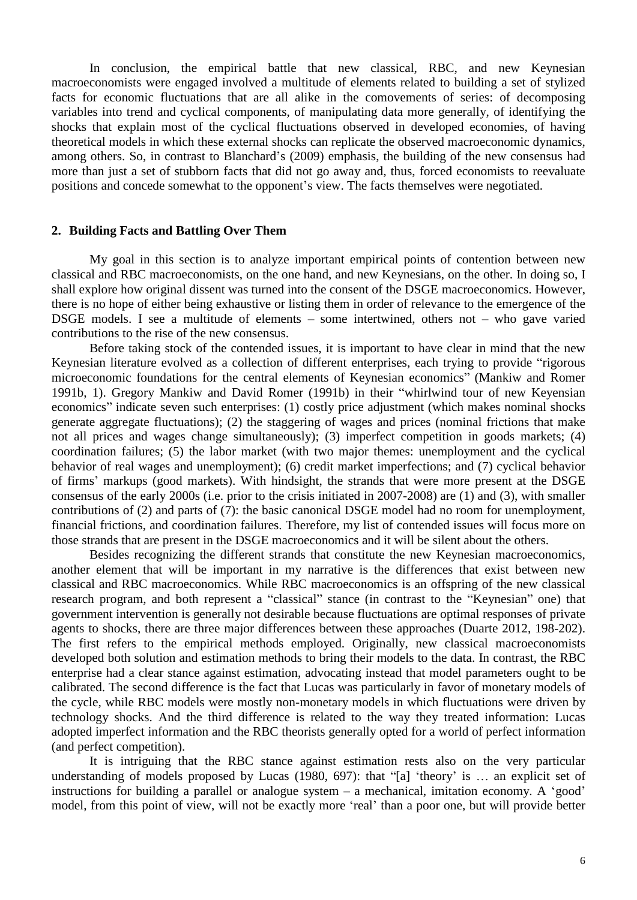In conclusion, the empirical battle that new classical, RBC, and new Keynesian macroeconomists were engaged involved a multitude of elements related to building a set of stylized facts for economic fluctuations that are all alike in the comovements of series: of decomposing variables into trend and cyclical components, of manipulating data more generally, of identifying the shocks that explain most of the cyclical fluctuations observed in developed economies, of having theoretical models in which these external shocks can replicate the observed macroeconomic dynamics, among others. So, in contrast to Blanchard's (2009) emphasis, the building of the new consensus had more than just a set of stubborn facts that did not go away and, thus, forced economists to reevaluate positions and concede somewhat to the opponent's view. The facts themselves were negotiated.

## 2. Building Facts and Battling Over Them

My goal in this section is to analyze important empirical points of contention between new classical and RBC macroeconomists, on the one hand, and new Keynesians, on the other. In doing so, I shall explore how original dissent was turned into the consent of the DSGE macroeconomics. However, there is no hope of either being exhaustive or listing them in order of relevance to the emergence of the DSGE models. I see a multitude of elements – some intertwined, others not – who gave varied contributions to the rise of the new consensus.

Before taking stock of the contended issues, it is important to have clear in mind that the new Keynesian literature evolved as a collection of different enterprises, each trying to provide "rigorous microeconomic foundations for the central elements of Keynesian economics" (Mankiw and Romer 1991b, 1). Gregory Mankiw and David Romer (1991b) in their "whirlwind tour of new Keyensian economics" indicate seven such enterprises: (1) costly price adjustment (which makes nominal shocks generate aggregate fluctuations); (2) the staggering of wages and prices (nominal frictions that make not all prices and wages change simultaneously); (3) imperfect competition in goods markets; (4) coordination failures; (5) the labor market (with two major themes: unemployment and the cyclical behavior of real wages and unemployment); (6) credit market imperfections; and (7) cyclical behavior of firms' markups (good markets). With hindsight, the strands that were more present at the DSGE consensus of the early 2000s (i.e. prior to the crisis initiated in 2007-2008) are (1) and (3), with smaller contributions of (2) and parts of (7): the basic canonical DSGE model had no room for unemployment, financial frictions, and coordination failures. Therefore, my list of contended issues will focus more on those strands that are present in the DSGE macroeconomics and it will be silent about the others.

Besides recognizing the different strands that constitute the new Keynesian macroeconomics, another element that will be important in my narrative is the differences that exist between new classical and RBC macroeconomics. While RBC macroeconomics is an offspring of the new classical research program, and both represent a "classical" stance (in contrast to the "Keynesian" one) that government intervention is generally not desirable because fluctuations are optimal responses of private agents to shocks, there are three major differences between these approaches (Duarte 2012, 198-202). The first refers to the empirical methods employed. Originally, new classical macroeconomists developed both solution and estimation methods to bring their models to the data. In contrast, the RBC enterprise had a clear stance against estimation, advocating instead that model parameters ought to be calibrated. The second difference is the fact that Lucas was particularly in favor of monetary models of the cycle, while RBC models were mostly non-monetary models in which fluctuations were driven by technology shocks. And the third difference is related to the way they treated information: Lucas adopted imperfect information and the RBC theorists generally opted for a world of perfect information (and perfect competition).

It is intriguing that the RBC stance against estimation rests also on the very particular understanding of models proposed by Lucas (1980, 697): that "[a] 'theory' is … an explicit set of instructions for building a parallel or analogue system – a mechanical, imitation economy. A 'good' model, from this point of view, will not be exactly more 'real' than a poor one, but will provide better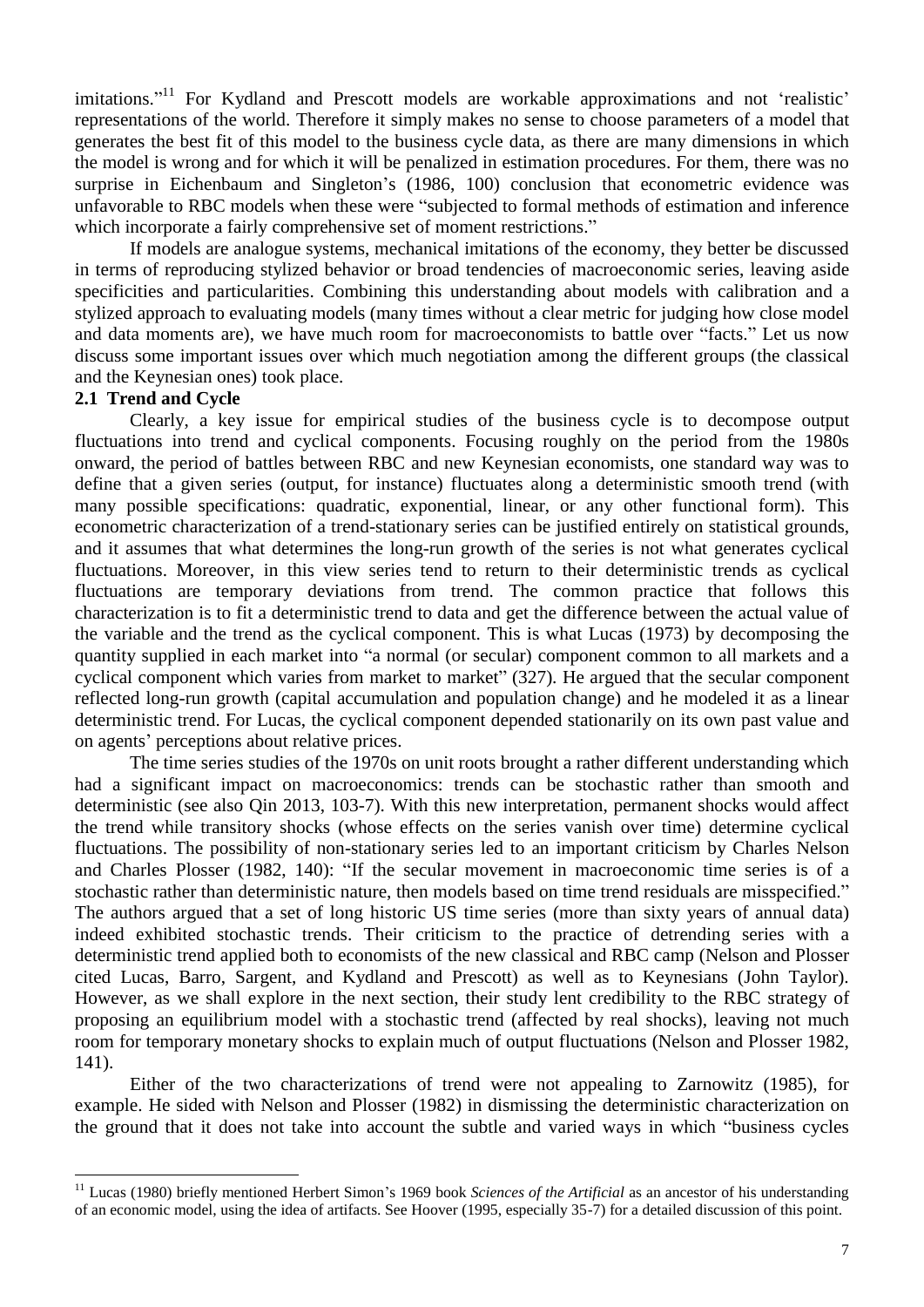imitations."[11] For Kydland and Prescott models are workable approximations and not 'realistic' representations of the world. Therefore it simply makes no sense to choose parameters of a model that generates the best fit of this model to the business cycle data, as there are many dimensions in which the model is wrong and for which it will be penalized in estimation procedures. For them, there was no surprise in Eichenbaum and Singleton's (1986, 100) conclusion that econometric evidence was unfavorable to RBC models when these were "subjected to formal methods of estimation and inference which incorporate a fairly comprehensive set of moment restrictions."

If models are analogue systems, mechanical imitations of the economy, they better be discussed in terms of reproducing stylized behavior or broad tendencies of macroeconomic series, leaving aside specificities and particularities. Combining this understanding about models with calibration and a stylized approach to evaluating models (many times without a clear metric for judging how close model and data moments are), we have much room for macroeconomists to battle over "facts." Let us now discuss some important issues over which much negotiation among the different groups (the classical and the Keynesian ones) took place.

### 2.1 Trend and Cycle

Clearly, a key issue for empirical studies of the business cycle is to decompose output fluctuations into trend and cyclical components. Focusing roughly on the period from the 1980s onward, the period of battles between RBC and new Keynesian economists, one standard way was to define that a given series (output, for instance) fluctuates along a deterministic smooth trend (with many possible specifications: quadratic, exponential, linear, or any other functional form). This econometric characterization of a trend-stationary series can be justified entirely on statistical grounds, and it assumes that what determines the long-run growth of the series is not what generates cyclical fluctuations. Moreover, in this view series tend to return to their deterministic trends as cyclical fluctuations are temporary deviations from trend. The common practice that follows this characterization is to fit a deterministic trend to data and get the difference between the actual value of the variable and the trend as the cyclical component. This is what Lucas (1973) by decomposing the quantity supplied in each market into "a normal (or secular) component common to all markets and a cyclical component which varies from market to market" (327). He argued that the secular component reflected long-run growth (capital accumulation and population change) and he modeled it as a linear deterministic trend. For Lucas, the cyclical component depended stationarily on its own past value and on agents' perceptions about relative prices.

The time series studies of the 1970s on unit roots brought a rather different understanding which had a significant impact on macroeconomics: trends can be stochastic rather than smooth and deterministic (see also Qin 2013, 103-7). With this new interpretation, permanent shocks would affect the trend while transitory shocks (whose effects on the series vanish over time) determine cyclical fluctuations. The possibility of non-stationary series led to an important criticism by Charles Nelson and Charles Plosser (1982, 140): "If the secular movement in macroeconomic time series is of a stochastic rather than deterministic nature, then models based on time trend residuals are misspecified." The authors argued that a set of long historic US time series (more than sixty years of annual data) indeed exhibited stochastic trends. Their criticism to the practice of detrending series with a deterministic trend applied both to economists of the new classical and RBC camp (Nelson and Plosser cited Lucas, Barro, Sargent, and Kydland and Prescott) as well as to Keynesians (John Taylor). However, as we shall explore in the next section, their study lent credibility to the RBC strategy of proposing an equilibrium model with a stochastic trend (affected by real shocks), leaving not much room for temporary monetary shocks to explain much of output fluctuations (Nelson and Plosser 1982, 141).

Either of the two characterizations of trend were not appealing to Zarnowitz (1985), for example. He sided with Nelson and Plosser (1982) in dismissing the deterministic characterization on the ground that it does not take into account the subtle and varied ways in which "business cycles

[11] Lucas (1980) briefly mentioned Herbert Simon's 1969 book *Sciences of the Artificial* as an ancestor of his understanding of an economic model, using the idea of artifacts. See Hoover (1995, especially 35-7) for a detailed discussion of this point.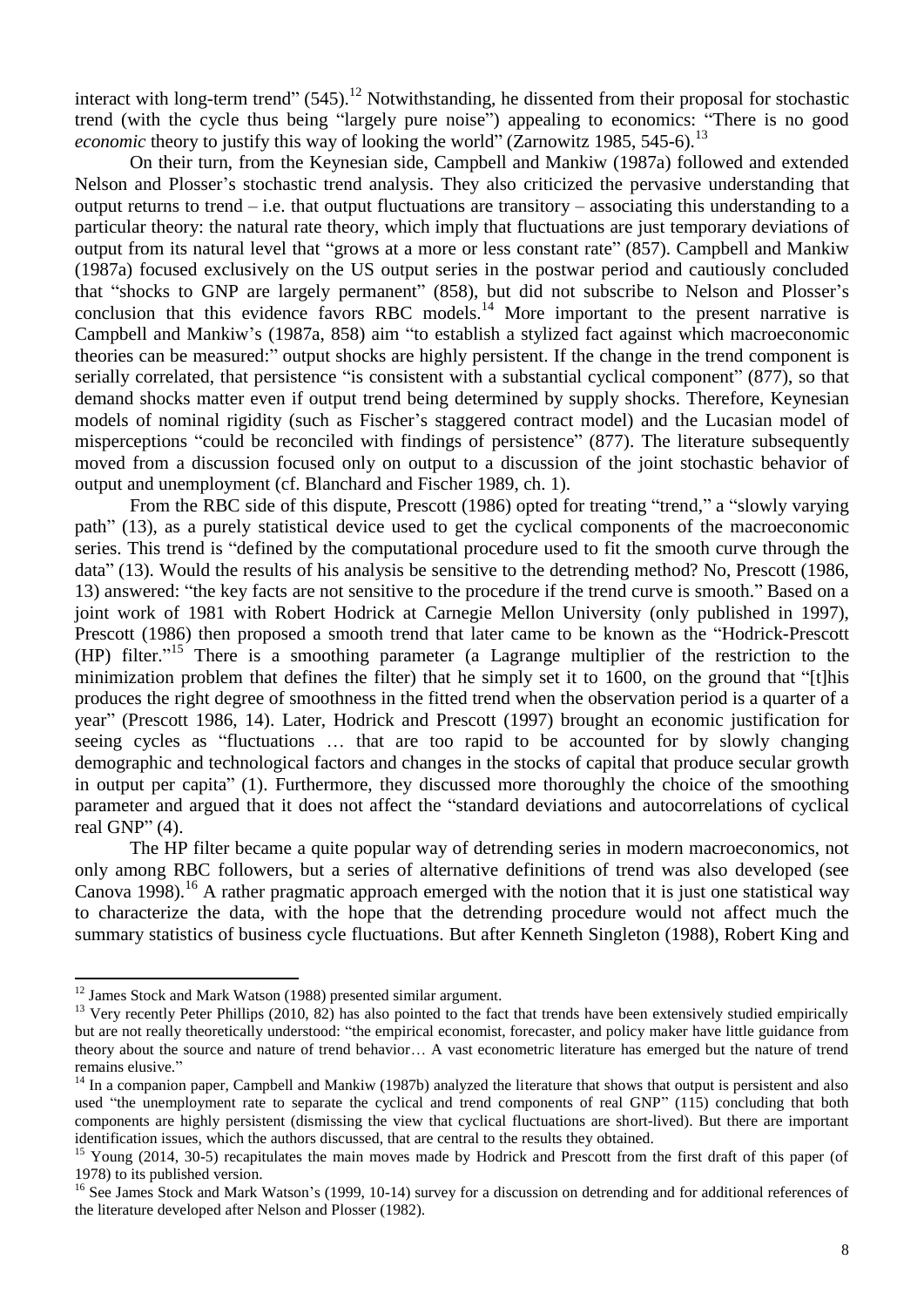interact with long-term trend" (545).[12] Notwithstanding, he dissented from their proposal for stochastic trend (with the cycle thus being "largely pure noise") appealing to economics: "There is no good *economic* theory to justify this way of looking the world" (Zarnowitz 1985, 545-6).[13]

On their turn, from the Keynesian side, Campbell and Mankiw (1987a) followed and extended Nelson and Plosser's stochastic trend analysis. They also criticized the pervasive understanding that output returns to trend – i.e. that output fluctuations are transitory – associating this understanding to a particular theory: the natural rate theory, which imply that fluctuations are just temporary deviations of output from its natural level that "grows at a more or less constant rate" (857). Campbell and Mankiw (1987a) focused exclusively on the US output series in the postwar period and cautiously concluded that "shocks to GNP are largely permanent" (858), but did not subscribe to Nelson and Plosser's conclusion that this evidence favors RBC models.[14] More important to the present narrative is Campbell and Mankiw's (1987a, 858) aim "to establish a stylized fact against which macroeconomic theories can be measured:" output shocks are highly persistent. If the change in the trend component is serially correlated, that persistence "is consistent with a substantial cyclical component" (877), so that demand shocks matter even if output trend being determined by supply shocks. Therefore, Keynesian models of nominal rigidity (such as Fischer's staggered contract model) and the Lucasian model of misperceptions "could be reconciled with findings of persistence" (877). The literature subsequently moved from a discussion focused only on output to a discussion of the joint stochastic behavior of output and unemployment (cf. Blanchard and Fischer 1989, ch. 1).

From the RBC side of this dispute, Prescott (1986) opted for treating "trend," a "slowly varying path" (13), as a purely statistical device used to get the cyclical components of the macroeconomic series. This trend is "defined by the computational procedure used to fit the smooth curve through the data" (13). Would the results of his analysis be sensitive to the detrending method? No, Prescott (1986, 13) answered: "the key facts are not sensitive to the procedure if the trend curve is smooth." Based on a joint work of 1981 with Robert Hodrick at Carnegie Mellon University (only published in 1997), Prescott (1986) then proposed a smooth trend that later came to be known as the "Hodrick-Prescott (HP) filter."[15] There is a smoothing parameter (a Lagrange multiplier of the restriction to the minimization problem that defines the filter) that he simply set it to 1600, on the ground that "[t]his produces the right degree of smoothness in the fitted trend when the observation period is a quarter of a year" (Prescott 1986, 14). Later, Hodrick and Prescott (1997) brought an economic justification for seeing cycles as "fluctuations … that are too rapid to be accounted for by slowly changing demographic and technological factors and changes in the stocks of capital that produce secular growth in output per capita" (1). Furthermore, they discussed more thoroughly the choice of the smoothing parameter and argued that it does not affect the "standard deviations and autocorrelations of cyclical real GNP" (4).

The HP filter became a quite popular way of detrending series in modern macroeconomics, not only among RBC followers, but a series of alternative definitions of trend was also developed (see Canova 1998).[16] A rather pragmatic approach emerged with the notion that it is just one statistical way to characterize the data, with the hope that the detrending procedure would not affect much the summary statistics of business cycle fluctuations. But after Kenneth Singleton (1988), Robert King and

---

[12] James Stock and Mark Watson (1988) presented similar argument.

[13] Very recently Peter Phillips (2010, 82) has also pointed to the fact that trends have been extensively studied empirically but are not really theoretically understood: "the empirical economist, forecaster, and policy maker have little guidance from theory about the source and nature of trend behavior… A vast econometric literature has emerged but the nature of trend remains elusive."

[14] In a companion paper, Campbell and Mankiw (1987b) analyzed the literature that shows that output is persistent and also used "the unemployment rate to separate the cyclical and trend components of real GNP" (115) concluding that both components are highly persistent (dismissing the view that cyclical fluctuations are short-lived). But there are important identification issues, which the authors discussed, that are central to the results they obtained.

[15] Young (2014, 30-5) recapitulates the main moves made by Hodrick and Prescott from the first draft of this paper (of 1978) to its published version.

[16] See James Stock and Mark Watson's (1999, 10-14) survey for a discussion on detrending and for additional references of the literature developed after Nelson and Plosser (1982).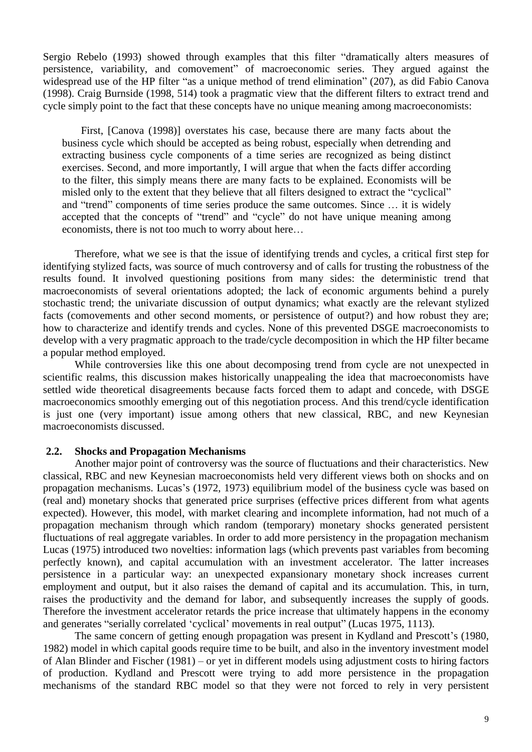Sergio Rebelo (1993) showed through examples that this filter "dramatically alters measures of persistence, variability, and comovement" of macroeconomic series. They argued against the widespread use of the HP filter "as a unique method of trend elimination" (207), as did Fabio Canova (1998). Craig Burnside (1998, 514) took a pragmatic view that the different filters to extract trend and cycle simply point to the fact that these concepts have no unique meaning among macroeconomists:

> First, [Canova (1998)] overstates his case, because there are many facts about the business cycle which should be accepted as being robust, especially when detrending and extracting business cycle components of a time series are recognized as being distinct exercises. Second, and more importantly, I will argue that when the facts differ according to the filter, this simply means there are many facts to be explained. Economists will be misled only to the extent that they believe that all filters designed to extract the "cyclical" and "trend" components of time series produce the same outcomes. Since … it is widely accepted that the concepts of "trend" and "cycle" do not have unique meaning among economists, there is not too much to worry about here…

Therefore, what we see is that the issue of identifying trends and cycles, a critical first step for identifying stylized facts, was source of much controversy and of calls for trusting the robustness of the results found. It involved questioning positions from many sides: the deterministic trend that macroeconomists of several orientations adopted; the lack of economic arguments behind a purely stochastic trend; the univariate discussion of output dynamics; what exactly are the relevant stylized facts (comovements and other second moments, or persistence of output?) and how robust they are; how to characterize and identify trends and cycles. None of this prevented DSGE macroeconomists to develop with a very pragmatic approach to the trade/cycle decomposition in which the HP filter became a popular method employed.

While controversies like this one about decomposing trend from cycle are not unexpected in scientific realms, this discussion makes historically unappealing the idea that macroeconomists have settled wide theoretical disagreements because facts forced them to adapt and concede, with DSGE macroeconomics smoothly emerging out of this negotiation process. And this trend/cycle identification is just one (very important) issue among others that new classical, RBC, and new Keynesian macroeconomists discussed.

### 2.2. Shocks and Propagation Mechanisms

Another major point of controversy was the source of fluctuations and their characteristics. New classical, RBC and new Keynesian macroeconomists held very different views both on shocks and on propagation mechanisms. Lucas's (1972, 1973) equilibrium model of the business cycle was based on (real and) monetary shocks that generated price surprises (effective prices different from what agents expected). However, this model, with market clearing and incomplete information, had not much of a propagation mechanism through which random (temporary) monetary shocks generated persistent fluctuations of real aggregate variables. In order to add more persistency in the propagation mechanism Lucas (1975) introduced two novelties: information lags (which prevents past variables from becoming perfectly known), and capital accumulation with an investment accelerator. The latter increases persistence in a particular way: an unexpected expansionary monetary shock increases current employment and output, but it also raises the demand of capital and its accumulation. This, in turn, raises the productivity and the demand for labor, and subsequently increases the supply of goods. Therefore the investment accelerator retards the price increase that ultimately happens in the economy and generates "serially correlated 'cyclical' movements in real output" (Lucas 1975, 1113).

The same concern of getting enough propagation was present in Kydland and Prescott's (1980, 1982) model in which capital goods require time to be built, and also in the inventory investment model of Alan Blinder and Fischer (1981) – or yet in different models using adjustment costs to hiring factors of production. Kydland and Prescott were trying to add more persistence in the propagation mechanisms of the standard RBC model so that they were not forced to rely in very persistent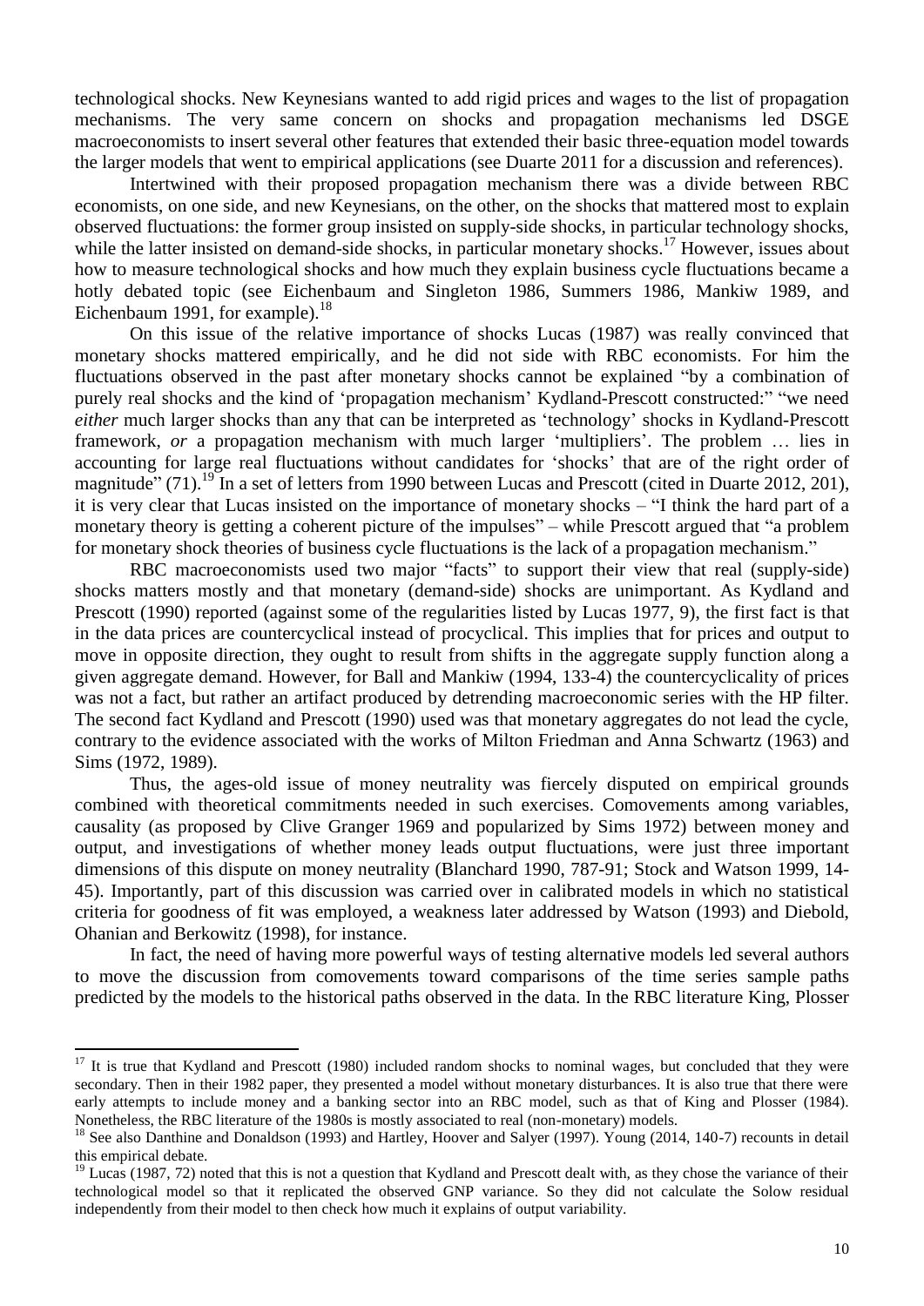technological shocks. New Keynesians wanted to add rigid prices and wages to the list of propagation mechanisms. The very same concern on shocks and propagation mechanisms led DSGE macroeconomists to insert several other features that extended their basic three-equation model towards the larger models that went to empirical applications (see Duarte 2011 for a discussion and references).

Intertwined with their proposed propagation mechanism there was a divide between RBC economists, on one side, and new Keynesians, on the other, on the shocks that mattered most to explain observed fluctuations: the former group insisted on supply-side shocks, in particular technology shocks, while the latter insisted on demand-side shocks, in particular monetary shocks.[17] However, issues about how to measure technological shocks and how much they explain business cycle fluctuations became a hotly debated topic (see Eichenbaum and Singleton 1986, Summers 1986, Mankiw 1989, and Eichenbaum 1991, for example).[18]

On this issue of the relative importance of shocks Lucas (1987) was really convinced that monetary shocks mattered empirically, and he did not side with RBC economists. For him the fluctuations observed in the past after monetary shocks cannot be explained "by a combination of purely real shocks and the kind of 'propagation mechanism' Kydland-Prescott constructed:" "we need *either* much larger shocks than any that can be interpreted as 'technology' shocks in Kydland-Prescott framework, *or* a propagation mechanism with much larger 'multipliers'. The problem … lies in accounting for large real fluctuations without candidates for 'shocks' that are of the right order of magnitude" (71).[19] In a set of letters from 1990 between Lucas and Prescott (cited in Duarte 2012, 201), it is very clear that Lucas insisted on the importance of monetary shocks – "I think the hard part of a monetary theory is getting a coherent picture of the impulses" – while Prescott argued that "a problem for monetary shock theories of business cycle fluctuations is the lack of a propagation mechanism."

RBC macroeconomists used two major "facts" to support their view that real (supply-side) shocks matters mostly and that monetary (demand-side) shocks are unimportant. As Kydland and Prescott (1990) reported (against some of the regularities listed by Lucas 1977, 9), the first fact is that in the data prices are countercyclical instead of procyclical. This implies that for prices and output to move in opposite direction, they ought to result from shifts in the aggregate supply function along a given aggregate demand. However, for Ball and Mankiw (1994, 133-4) the countercyclicality of prices was not a fact, but rather an artifact produced by detrending macroeconomic series with the HP filter. The second fact Kydland and Prescott (1990) used was that monetary aggregates do not lead the cycle, contrary to the evidence associated with the works of Milton Friedman and Anna Schwartz (1963) and Sims (1972, 1989).

Thus, the ages-old issue of money neutrality was fiercely disputed on empirical grounds combined with theoretical commitments needed in such exercises. Comovements among variables, causality (as proposed by Clive Granger 1969 and popularized by Sims 1972) between money and output, and investigations of whether money leads output fluctuations, were just three important dimensions of this dispute on money neutrality (Blanchard 1990, 787-91; Stock and Watson 1999, 14-45). Importantly, part of this discussion was carried over in calibrated models in which no statistical criteria for goodness of fit was employed, a weakness later addressed by Watson (1993) and Diebold, Ohanian and Berkowitz (1998), for instance.

In fact, the need of having more powerful ways of testing alternative models led several authors to move the discussion from comovements toward comparisons of the time series sample paths predicted by the models to the historical paths observed in the data. In the RBC literature King, Plosser

---

[17] It is true that Kydland and Prescott (1980) included random shocks to nominal wages, but concluded that they were secondary. Then in their 1982 paper, they presented a model without monetary disturbances. It is also true that there were early attempts to include money and a banking sector into an RBC model, such as that of King and Plosser (1984). Nonetheless, the RBC literature of the 1980s is mostly associated to real (non-monetary) models.

[18] See also Danthine and Donaldson (1993) and Hartley, Hoover and Salyer (1997). Young (2014, 140-7) recounts in detail this empirical debate.

[19] Lucas (1987, 72) noted that this is not a question that Kydland and Prescott dealt with, as they chose the variance of their technological model so that it replicated the observed GNP variance. So they did not calculate the Solow residual independently from their model to then check how much it explains of output variability.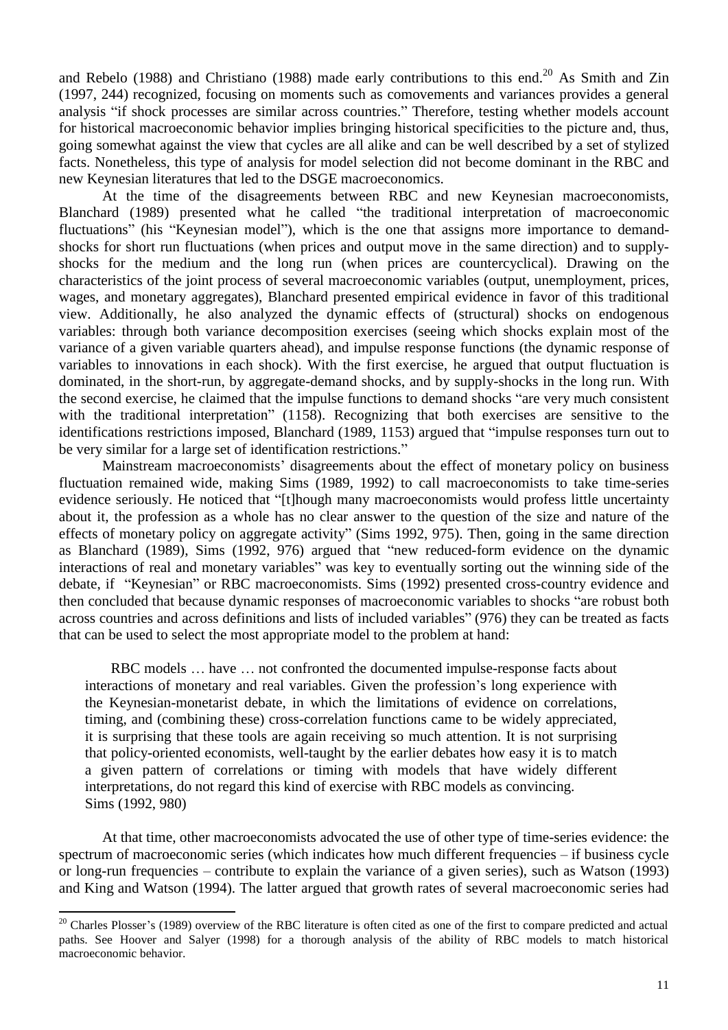and Rebelo (1988) and Christiano (1988) made early contributions to this end.[20] As Smith and Zin (1997, 244) recognized, focusing on moments such as comovements and variances provides a general analysis "if shock processes are similar across countries." Therefore, testing whether models account for historical macroeconomic behavior implies bringing historical specificities to the picture and, thus, going somewhat against the view that cycles are all alike and can be well described by a set of stylized facts. Nonetheless, this type of analysis for model selection did not become dominant in the RBC and new Keynesian literatures that led to the DSGE macroeconomics.

At the time of the disagreements between RBC and new Keynesian macroeconomists, Blanchard (1989) presented what he called "the traditional interpretation of macroeconomic fluctuations" (his "Keynesian model"), which is the one that assigns more importance to demand-shocks for short run fluctuations (when prices and output move in the same direction) and to supply-shocks for the medium and the long run (when prices are countercyclical). Drawing on the characteristics of the joint process of several macroeconomic variables (output, unemployment, prices, wages, and monetary aggregates), Blanchard presented empirical evidence in favor of this traditional view. Additionally, he also analyzed the dynamic effects of (structural) shocks on endogenous variables: through both variance decomposition exercises (seeing which shocks explain most of the variance of a given variable quarters ahead), and impulse response functions (the dynamic response of variables to innovations in each shock). With the first exercise, he argued that output fluctuation is dominated, in the short-run, by aggregate-demand shocks, and by supply-shocks in the long run. With the second exercise, he claimed that the impulse functions to demand shocks "are very much consistent with the traditional interpretation" (1158). Recognizing that both exercises are sensitive to the identifications restrictions imposed, Blanchard (1989, 1153) argued that "impulse responses turn out to be very similar for a large set of identification restrictions."

Mainstream macroeconomists' disagreements about the effect of monetary policy on business fluctuation remained wide, making Sims (1989, 1992) to call macroeconomists to take time-series evidence seriously. He noticed that "[t]hough many macroeconomists would profess little uncertainty about it, the profession as a whole has no clear answer to the question of the size and nature of the effects of monetary policy on aggregate activity" (Sims 1992, 975). Then, going in the same direction as Blanchard (1989), Sims (1992, 976) argued that "new reduced-form evidence on the dynamic interactions of real and monetary variables" was key to eventually sorting out the winning side of the debate, if "Keynesian" or RBC macroeconomists. Sims (1992) presented cross-country evidence and then concluded that because dynamic responses of macroeconomic variables to shocks "are robust both across countries and across definitions and lists of included variables" (976) they can be treated as facts that can be used to select the most appropriate model to the problem at hand:

> RBC models … have … not confronted the documented impulse-response facts about interactions of monetary and real variables. Given the profession's long experience with the Keynesian-monetarist debate, in which the limitations of evidence on correlations, timing, and (combining these) cross-correlation functions came to be widely appreciated, it is surprising that these tools are again receiving so much attention. It is not surprising that policy-oriented economists, well-taught by the earlier debates how easy it is to match a given pattern of correlations or timing with models that have widely different interpretations, do not regard this kind of exercise with RBC models as convincing.
> Sims (1992, 980)

At that time, other macroeconomists advocated the use of other type of time-series evidence: the spectrum of macroeconomic series (which indicates how much different frequencies – if business cycle or long-run frequencies – contribute to explain the variance of a given series), such as Watson (1993) and King and Watson (1994). The latter argued that growth rates of several macroeconomic series had

---

[20] Charles Plosser's (1989) overview of the RBC literature is often cited as one of the first to compare predicted and actual paths. See Hoover and Salyer (1998) for a thorough analysis of the ability of RBC models to match historical macroeconomic behavior.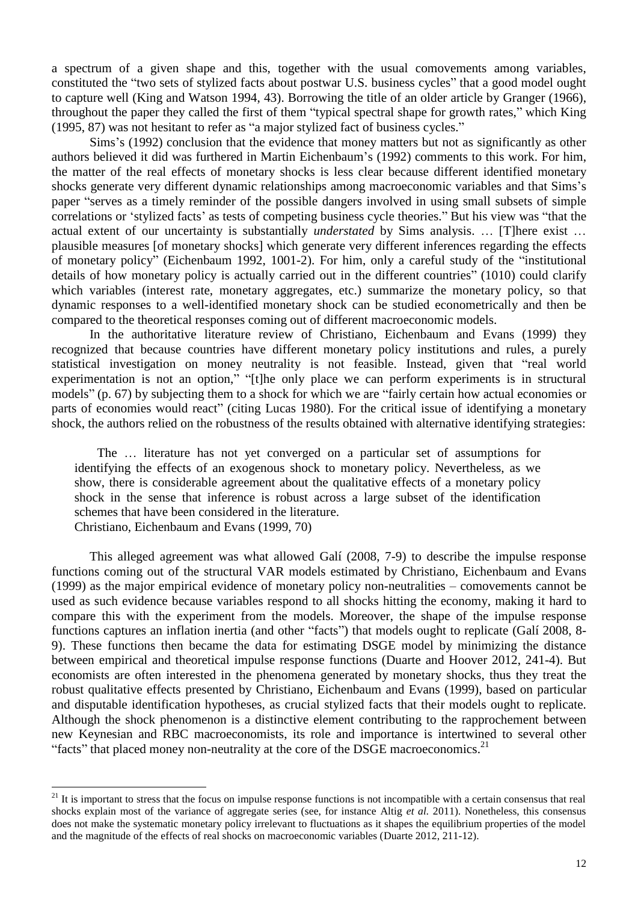a spectrum of a given shape and this, together with the usual comovements among variables, constituted the "two sets of stylized facts about postwar U.S. business cycles" that a good model ought to capture well (King and Watson 1994, 43). Borrowing the title of an older article by Granger (1966), throughout the paper they called the first of them "typical spectral shape for growth rates," which King (1995, 87) was not hesitant to refer as "a major stylized fact of business cycles."

Sims's (1992) conclusion that the evidence that money matters but not as significantly as other authors believed it did was furthered in Martin Eichenbaum's (1992) comments to this work. For him, the matter of the real effects of monetary shocks is less clear because different identified monetary shocks generate very different dynamic relationships among macroeconomic variables and that Sims's paper "serves as a timely reminder of the possible dangers involved in using small subsets of simple correlations or 'stylized facts' as tests of competing business cycle theories." But his view was "that the actual extent of our uncertainty is substantially *understated* by Sims analysis. … [T]here exist … plausible measures [of monetary shocks] which generate very different inferences regarding the effects of monetary policy" (Eichenbaum 1992, 1001-2). For him, only a careful study of the "institutional details of how monetary policy is actually carried out in the different countries" (1010) could clarify which variables (interest rate, monetary aggregates, etc.) summarize the monetary policy, so that dynamic responses to a well-identified monetary shock can be studied econometrically and then be compared to the theoretical responses coming out of different macroeconomic models.

In the authoritative literature review of Christiano, Eichenbaum and Evans (1999) they recognized that because countries have different monetary policy institutions and rules, a purely statistical investigation on money neutrality is not feasible. Instead, given that "real world experimentation is not an option," "[t]he only place we can perform experiments is in structural models" (p. 67) by subjecting them to a shock for which we are "fairly certain how actual economies or parts of economies would react" (citing Lucas 1980). For the critical issue of identifying a monetary shock, the authors relied on the robustness of the results obtained with alternative identifying strategies:

> The … literature has not yet converged on a particular set of assumptions for identifying the effects of an exogenous shock to monetary policy. Nevertheless, as we show, there is considerable agreement about the qualitative effects of a monetary policy shock in the sense that inference is robust across a large subset of the identification schemes that have been considered in the literature.
> Christiano, Eichenbaum and Evans (1999, 70)

This alleged agreement was what allowed Galí (2008, 7-9) to describe the impulse response functions coming out of the structural VAR models estimated by Christiano, Eichenbaum and Evans (1999) as the major empirical evidence of monetary policy non-neutralities – comovements cannot be used as such evidence because variables respond to all shocks hitting the economy, making it hard to compare this with the experiment from the models. Moreover, the shape of the impulse response functions captures an inflation inertia (and other "facts") that models ought to replicate (Galí 2008, 8-9). These functions then became the data for estimating DSGE model by minimizing the distance between empirical and theoretical impulse response functions (Duarte and Hoover 2012, 241-4). But economists are often interested in the phenomena generated by monetary shocks, thus they treat the robust qualitative effects presented by Christiano, Eichenbaum and Evans (1999), based on particular and disputable identification hypotheses, as crucial stylized facts that their models ought to replicate. Although the shock phenomenon is a distinctive element contributing to the rapprochement between new Keynesian and RBC macroeconomists, its role and importance is intertwined to several other "facts" that placed money non-neutrality at the core of the DSGE macroeconomics.[21]

[21] It is important to stress that the focus on impulse response functions is not incompatible with a certain consensus that real shocks explain most of the variance of aggregate series (see, for instance Altig *et al.* 2011). Nonetheless, this consensus does not make the systematic monetary policy irrelevant to fluctuations as it shapes the equilibrium properties of the model and the magnitude of the effects of real shocks on macroeconomic variables (Duarte 2012, 211-12).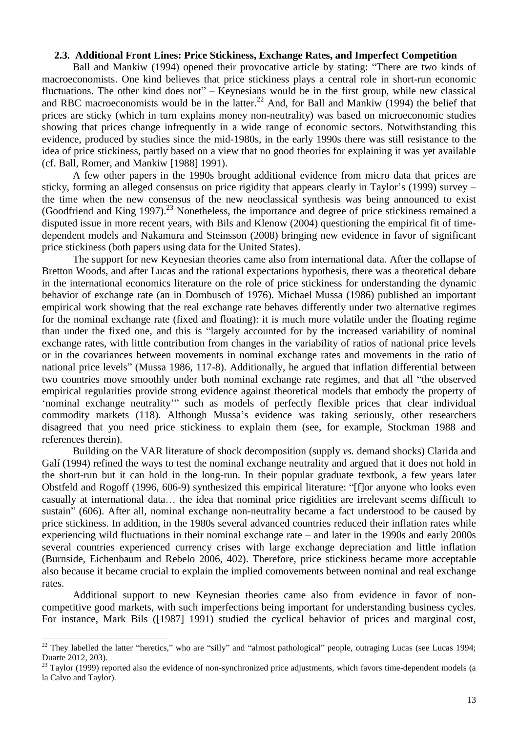### 2.3. Additional Front Lines: Price Stickiness, Exchange Rates, and Imperfect Competition

Ball and Mankiw (1994) opened their provocative article by stating: "There are two kinds of macroeconomists. One kind believes that price stickiness plays a central role in short-run economic fluctuations. The other kind does not" – Keynesians would be in the first group, while new classical and RBC macroeconomists would be in the latter.[22] And, for Ball and Mankiw (1994) the belief that prices are sticky (which in turn explains money non-neutrality) was based on microeconomic studies showing that prices change infrequently in a wide range of economic sectors. Notwithstanding this evidence, produced by studies since the mid-1980s, in the early 1990s there was still resistance to the idea of price stickiness, partly based on a view that no good theories for explaining it was yet available (cf. Ball, Romer, and Mankiw [1988] 1991).

A few other papers in the 1990s brought additional evidence from micro data that prices are sticky, forming an alleged consensus on price rigidity that appears clearly in Taylor's (1999) survey – the time when the new consensus of the new neoclassical synthesis was being announced to exist (Goodfriend and King 1997).[23] Nonetheless, the importance and degree of price stickiness remained a disputed issue in more recent years, with Bils and Klenow (2004) questioning the empirical fit of time-dependent models and Nakamura and Steinsson (2008) bringing new evidence in favor of significant price stickiness (both papers using data for the United States).

The support for new Keynesian theories came also from international data. After the collapse of Bretton Woods, and after Lucas and the rational expectations hypothesis, there was a theoretical debate in the international economics literature on the role of price stickiness for understanding the dynamic behavior of exchange rate (an in Dornbusch of 1976). Michael Mussa (1986) published an important empirical work showing that the real exchange rate behaves differently under two alternative regimes for the nominal exchange rate (fixed and floating): it is much more volatile under the floating regime than under the fixed one, and this is "largely accounted for by the increased variability of nominal exchange rates, with little contribution from changes in the variability of ratios of national price levels or in the covariances between movements in nominal exchange rates and movements in the ratio of national price levels" (Mussa 1986, 117-8). Additionally, he argued that inflation differential between two countries move smoothly under both nominal exchange rate regimes, and that all "the observed empirical regularities provide strong evidence against theoretical models that embody the property of 'nominal exchange neutrality'" such as models of perfectly flexible prices that clear individual commodity markets (118). Although Mussa's evidence was taking seriously, other researchers disagreed that you need price stickiness to explain them (see, for example, Stockman 1988 and references therein).

Building on the VAR literature of shock decomposition (supply *vs.* demand shocks) Clarida and Galí (1994) refined the ways to test the nominal exchange neutrality and argued that it does not hold in the short-run but it can hold in the long-run. In their popular graduate textbook, a few years later Obstfeld and Rogoff (1996, 606-9) synthesized this empirical literature: "[f]or anyone who looks even casually at international data… the idea that nominal price rigidities are irrelevant seems difficult to sustain" (606). After all, nominal exchange non-neutrality became a fact understood to be caused by price stickiness. In addition, in the 1980s several advanced countries reduced their inflation rates while experiencing wild fluctuations in their nominal exchange rate – and later in the 1990s and early 2000s several countries experienced currency crises with large exchange depreciation and little inflation (Burnside, Eichenbaum and Rebelo 2006, 402). Therefore, price stickiness became more acceptable also because it became crucial to explain the implied comovements between nominal and real exchange rates.

Additional support to new Keynesian theories came also from evidence in favor of non-competitive good markets, with such imperfections being important for understanding business cycles. For instance, Mark Bils ([1987] 1991) studied the cyclical behavior of prices and marginal cost,

---

[22] They labelled the latter "heretics," who are "silly" and "almost pathological" people, outraging Lucas (see Lucas 1994; Duarte 2012, 203).

[23] Taylor (1999) reported also the evidence of non-synchronized price adjustments, which favors time-dependent models (a la Calvo and Taylor).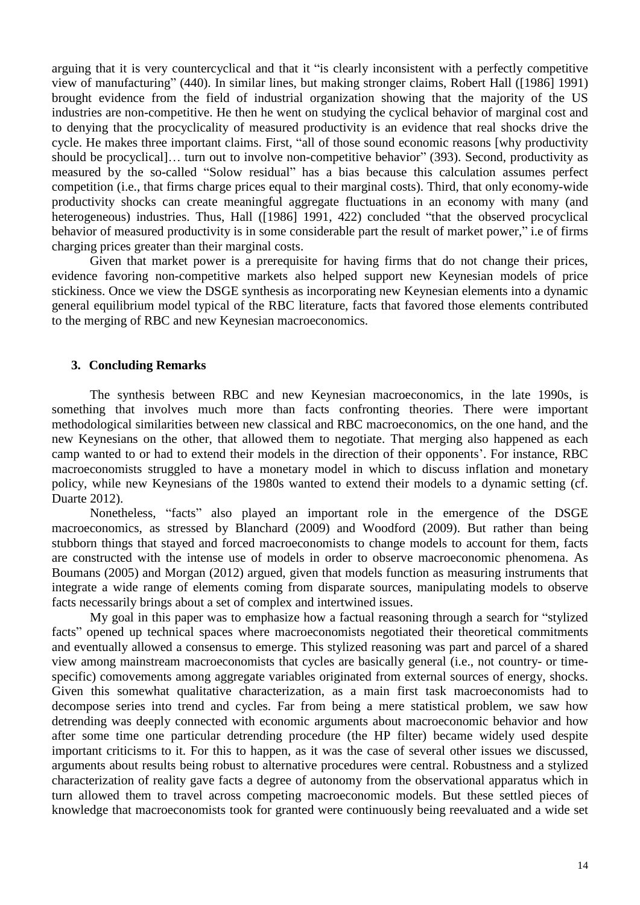arguing that it is very countercyclical and that it "is clearly inconsistent with a perfectly competitive view of manufacturing" (440). In similar lines, but making stronger claims, Robert Hall ([1986] 1991) brought evidence from the field of industrial organization showing that the majority of the US industries are non-competitive. He then he went on studying the cyclical behavior of marginal cost and to denying that the procyclicality of measured productivity is an evidence that real shocks drive the cycle. He makes three important claims. First, "all of those sound economic reasons [why productivity should be procyclical]… turn out to involve non-competitive behavior" (393). Second, productivity as measured by the so-called "Solow residual" has a bias because this calculation assumes perfect competition (i.e., that firms charge prices equal to their marginal costs). Third, that only economy-wide productivity shocks can create meaningful aggregate fluctuations in an economy with many (and heterogeneous) industries. Thus, Hall ([1986] 1991, 422) concluded "that the observed procyclical behavior of measured productivity is in some considerable part the result of market power," i.e of firms charging prices greater than their marginal costs.

Given that market power is a prerequisite for having firms that do not change their prices, evidence favoring non-competitive markets also helped support new Keynesian models of price stickiness. Once we view the DSGE synthesis as incorporating new Keynesian elements into a dynamic general equilibrium model typical of the RBC literature, facts that favored those elements contributed to the merging of RBC and new Keynesian macroeconomics.

## 3. Concluding Remarks

The synthesis between RBC and new Keynesian macroeconomics, in the late 1990s, is something that involves much more than facts confronting theories. There were important methodological similarities between new classical and RBC macroeconomics, on the one hand, and the new Keynesians on the other, that allowed them to negotiate. That merging also happened as each camp wanted to or had to extend their models in the direction of their opponents'. For instance, RBC macroeconomists struggled to have a monetary model in which to discuss inflation and monetary policy, while new Keynesians of the 1980s wanted to extend their models to a dynamic setting (cf. Duarte 2012).

Nonetheless, "facts" also played an important role in the emergence of the DSGE macroeconomics, as stressed by Blanchard (2009) and Woodford (2009). But rather than being stubborn things that stayed and forced macroeconomists to change models to account for them, facts are constructed with the intense use of models in order to observe macroeconomic phenomena. As Boumans (2005) and Morgan (2012) argued, given that models function as measuring instruments that integrate a wide range of elements coming from disparate sources, manipulating models to observe facts necessarily brings about a set of complex and intertwined issues.

My goal in this paper was to emphasize how a factual reasoning through a search for "stylized facts" opened up technical spaces where macroeconomists negotiated their theoretical commitments and eventually allowed a consensus to emerge. This stylized reasoning was part and parcel of a shared view among mainstream macroeconomists that cycles are basically general (i.e., not country- or time-specific) comovements among aggregate variables originated from external sources of energy, shocks. Given this somewhat qualitative characterization, as a main first task macroeconomists had to decompose series into trend and cycles. Far from being a mere statistical problem, we saw how detrending was deeply connected with economic arguments about macroeconomic behavior and how after some time one particular detrending procedure (the HP filter) became widely used despite important criticisms to it. For this to happen, as it was the case of several other issues we discussed, arguments about results being robust to alternative procedures were central. Robustness and a stylized characterization of reality gave facts a degree of autonomy from the observational apparatus which in turn allowed them to travel across competing macroeconomic models. But these settled pieces of knowledge that macroeconomists took for granted were continuously being reevaluated and a wide set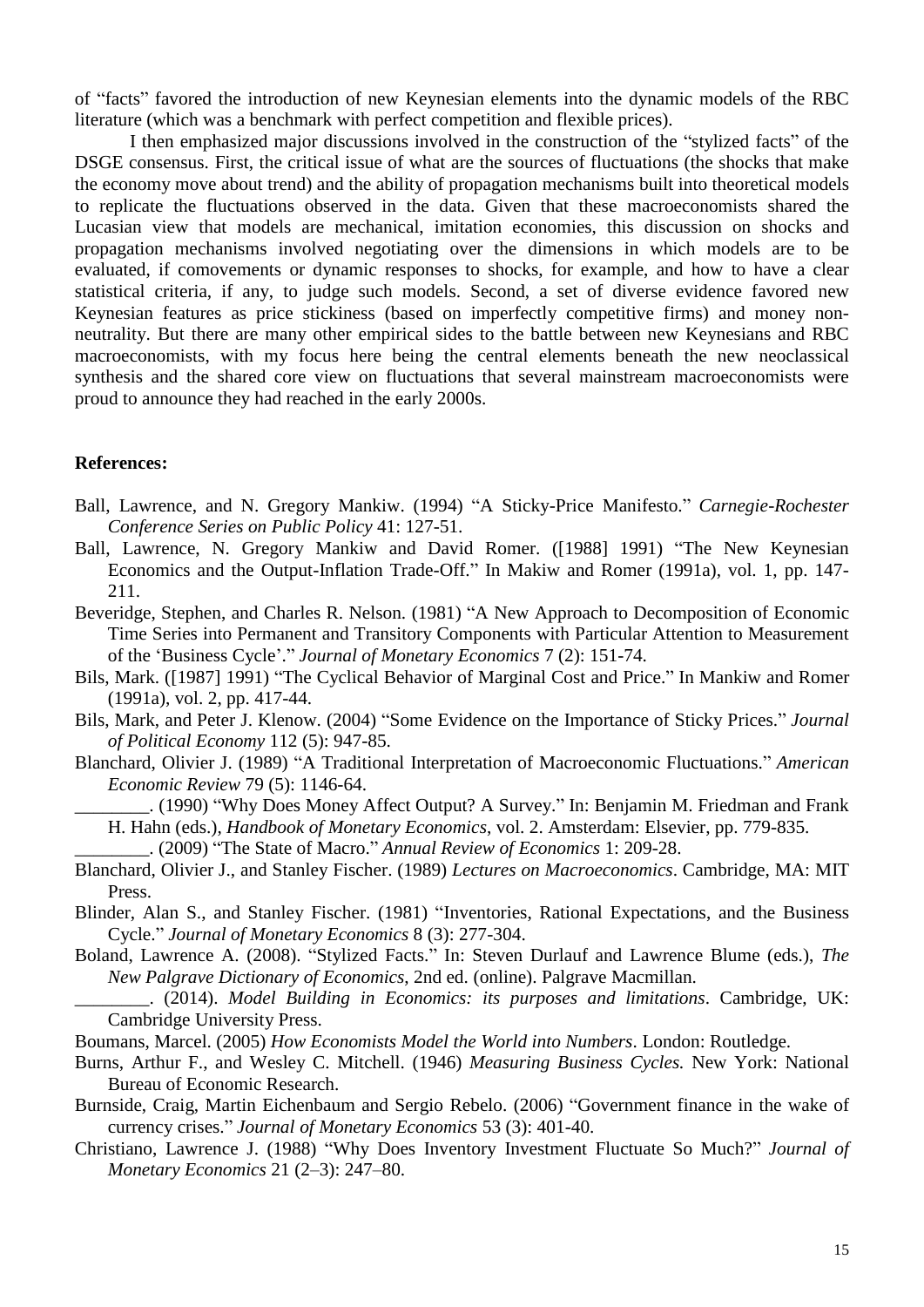of "facts" favored the introduction of new Keynesian elements into the dynamic models of the RBC literature (which was a benchmark with perfect competition and flexible prices).

I then emphasized major discussions involved in the construction of the "stylized facts" of the DSGE consensus. First, the critical issue of what are the sources of fluctuations (the shocks that make the economy move about trend) and the ability of propagation mechanisms built into theoretical models to replicate the fluctuations observed in the data. Given that these macroeconomists shared the Lucasian view that models are mechanical, imitation economies, this discussion on shocks and propagation mechanisms involved negotiating over the dimensions in which models are to be evaluated, if comovements or dynamic responses to shocks, for example, and how to have a clear statistical criteria, if any, to judge such models. Second, a set of diverse evidence favored new Keynesian features as price stickiness (based on imperfectly competitive firms) and money non-neutrality. But there are many other empirical sides to the battle between new Keynesians and RBC macroeconomists, with my focus here being the central elements beneath the new neoclassical synthesis and the shared core view on fluctuations that several mainstream macroeconomists were proud to announce they had reached in the early 2000s.

**References:**

Ball, Lawrence, and N. Gregory Mankiw. (1994) "A Sticky-Price Manifesto." *Carnegie-Rochester Conference Series on Public Policy* 41: 127-51.

Ball, Lawrence, N. Gregory Mankiw and David Romer. ([1988] 1991) "The New Keynesian Economics and the Output-Inflation Trade-Off." In Makiw and Romer (1991a), vol. 1, pp. 147-211.

Beveridge, Stephen, and Charles R. Nelson. (1981) "A New Approach to Decomposition of Economic Time Series into Permanent and Transitory Components with Particular Attention to Measurement of the 'Business Cycle'." *Journal of Monetary Economics* 7 (2): 151-74.

Bils, Mark. ([1987] 1991) "The Cyclical Behavior of Marginal Cost and Price." In Mankiw and Romer (1991a), vol. 2, pp. 417-44.

Bils, Mark, and Peter J. Klenow. (2004) "Some Evidence on the Importance of Sticky Prices." *Journal of Political Economy* 112 (5): 947-85.

Blanchard, Olivier J. (1989) "A Traditional Interpretation of Macroeconomic Fluctuations." *American Economic Review* 79 (5): 1146-64.

________. (1990) "Why Does Money Affect Output? A Survey." In: Benjamin M. Friedman and Frank H. Hahn (eds.), *Handbook of Monetary Economics*, vol. 2. Amsterdam: Elsevier, pp. 779-835.

________. (2009) "The State of Macro." *Annual Review of Economics* 1: 209-28.

Blanchard, Olivier J., and Stanley Fischer. (1989) *Lectures on Macroeconomics*. Cambridge, MA: MIT Press.

Blinder, Alan S., and Stanley Fischer. (1981) "Inventories, Rational Expectations, and the Business Cycle." *Journal of Monetary Economics* 8 (3): 277-304.

Boland, Lawrence A. (2008). "Stylized Facts." In: Steven Durlauf and Lawrence Blume (eds.), *The New Palgrave Dictionary of Economics*, 2nd ed. (online). Palgrave Macmillan.

________. (2014). *Model Building in Economics: its purposes and limitations*. Cambridge, UK: Cambridge University Press.

Boumans, Marcel. (2005) *How Economists Model the World into Numbers*. London: Routledge.

Burns, Arthur F., and Wesley C. Mitchell. (1946) *Measuring Business Cycles.* New York: National Bureau of Economic Research.

Burnside, Craig, Martin Eichenbaum and Sergio Rebelo. (2006) "Government finance in the wake of currency crises." *Journal of Monetary Economics* 53 (3): 401-40.

Christiano, Lawrence J. (1988) "Why Does Inventory Investment Fluctuate So Much?" *Journal of Monetary Economics* 21 (2–3): 247–80.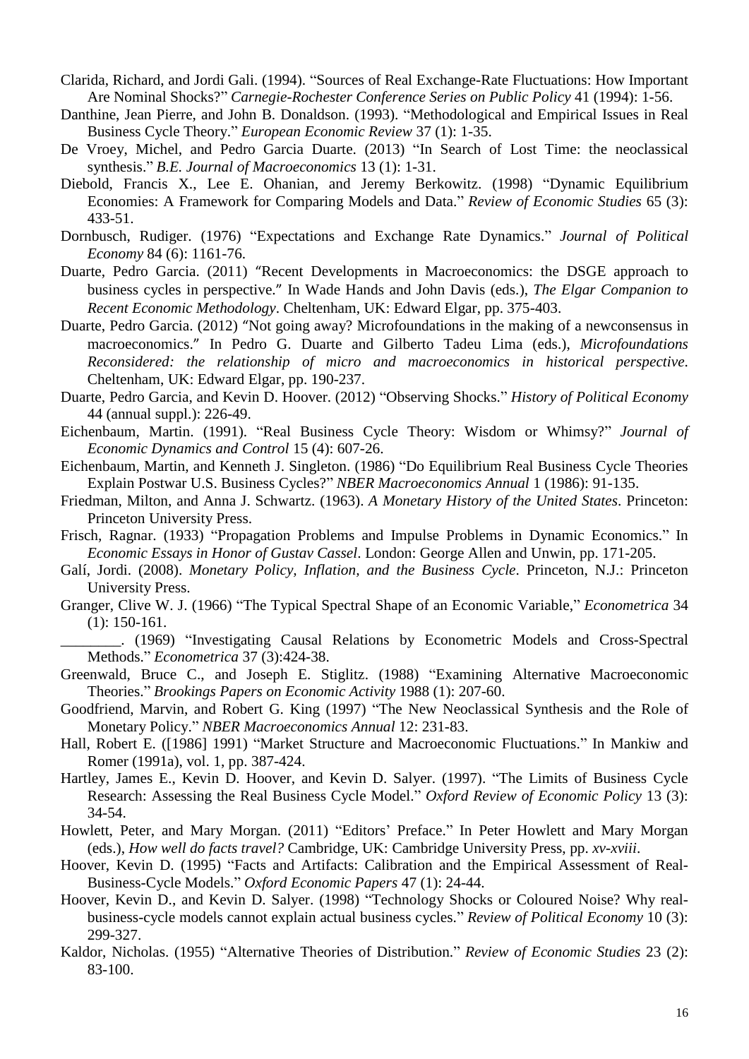Clarida, Richard, and Jordi Gali. (1994). "Sources of Real Exchange-Rate Fluctuations: How Important Are Nominal Shocks?" *Carnegie-Rochester Conference Series on Public Policy* 41 (1994): 1-56.

Danthine, Jean Pierre, and John B. Donaldson. (1993). "Methodological and Empirical Issues in Real Business Cycle Theory." *European Economic Review* 37 (1): 1-35.

De Vroey, Michel, and Pedro Garcia Duarte. (2013) "In Search of Lost Time: the neoclassical synthesis." *B.E. Journal of Macroeconomics* 13 (1): 1-31.

Diebold, Francis X., Lee E. Ohanian, and Jeremy Berkowitz. (1998) "Dynamic Equilibrium Economies: A Framework for Comparing Models and Data." *Review of Economic Studies* 65 (3): 433-51.

Dornbusch, Rudiger. (1976) "Expectations and Exchange Rate Dynamics." *Journal of Political Economy* 84 (6): 1161-76.

Duarte, Pedro Garcia. (2011) "Recent Developments in Macroeconomics: the DSGE approach to business cycles in perspective." In Wade Hands and John Davis (eds.), *The Elgar Companion to Recent Economic Methodology*. Cheltenham, UK: Edward Elgar, pp. 375-403.

Duarte, Pedro Garcia. (2012) "Not going away? Microfoundations in the making of a newconsensus in macroeconomics." In Pedro G. Duarte and Gilberto Tadeu Lima (eds.), *Microfoundations Reconsidered: the relationship of micro and macroeconomics in historical perspective*. Cheltenham, UK: Edward Elgar, pp. 190-237.

Duarte, Pedro Garcia, and Kevin D. Hoover. (2012) "Observing Shocks." *History of Political Economy* 44 (annual suppl.): 226-49.

Eichenbaum, Martin. (1991). "Real Business Cycle Theory: Wisdom or Whimsy?" *Journal of Economic Dynamics and Control* 15 (4): 607-26.

Eichenbaum, Martin, and Kenneth J. Singleton. (1986) "Do Equilibrium Real Business Cycle Theories Explain Postwar U.S. Business Cycles?" *NBER Macroeconomics Annual* 1 (1986): 91-135.

Friedman, Milton, and Anna J. Schwartz. (1963). *A Monetary History of the United States*. Princeton: Princeton University Press.

Frisch, Ragnar. (1933) "Propagation Problems and Impulse Problems in Dynamic Economics." In *Economic Essays in Honor of Gustav Cassel*. London: George Allen and Unwin, pp. 171-205.

Galí, Jordi. (2008). *Monetary Policy, Inflation, and the Business Cycle*. Princeton, N.J.: Princeton University Press.

Granger, Clive W. J. (1966) "The Typical Spectral Shape of an Economic Variable," *Econometrica* 34 (1): 150-161.

________. (1969) "Investigating Causal Relations by Econometric Models and Cross-Spectral Methods." *Econometrica* 37 (3):424-38.

Greenwald, Bruce C., and Joseph E. Stiglitz. (1988) "Examining Alternative Macroeconomic Theories." *Brookings Papers on Economic Activity* 1988 (1): 207-60.

Goodfriend, Marvin, and Robert G. King (1997) "The New Neoclassical Synthesis and the Role of Monetary Policy." *NBER Macroeconomics Annual* 12: 231-83.

Hall, Robert E. ([1986] 1991) "Market Structure and Macroeconomic Fluctuations." In Mankiw and Romer (1991a), vol. 1, pp. 387-424.

Hartley, James E., Kevin D. Hoover, and Kevin D. Salyer. (1997). "The Limits of Business Cycle Research: Assessing the Real Business Cycle Model." *Oxford Review of Economic Policy* 13 (3): 34-54.

Howlett, Peter, and Mary Morgan. (2011) "Editors' Preface." In Peter Howlett and Mary Morgan (eds.), *How well do facts travel?* Cambridge, UK: Cambridge University Press, pp. *xv-xviii*.

Hoover, Kevin D. (1995) "Facts and Artifacts: Calibration and the Empirical Assessment of Real-Business-Cycle Models." *Oxford Economic Papers* 47 (1): 24-44.

Hoover, Kevin D., and Kevin D. Salyer. (1998) "Technology Shocks or Coloured Noise? Why real-business-cycle models cannot explain actual business cycles." *Review of Political Economy* 10 (3): 299-327.

Kaldor, Nicholas. (1955) "Alternative Theories of Distribution." *Review of Economic Studies* 23 (2): 83-100.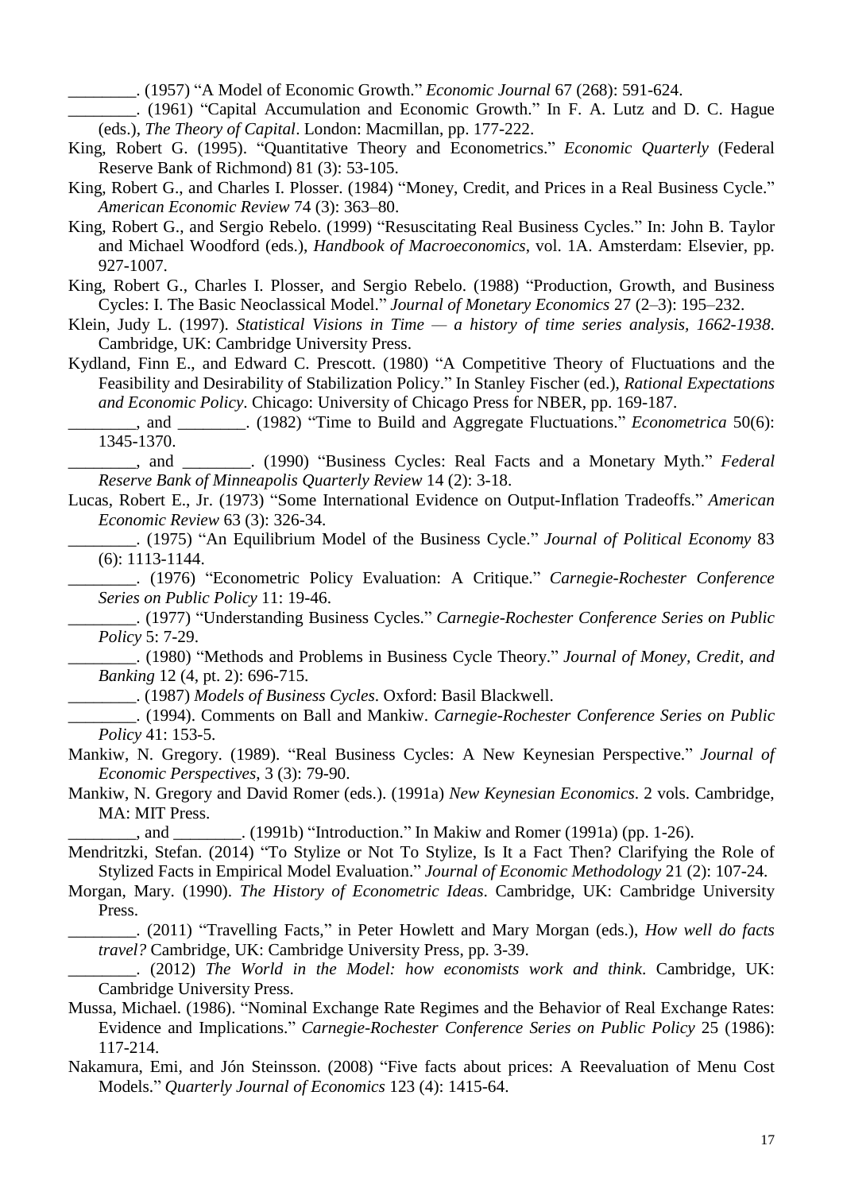________. (1957) "A Model of Economic Growth." *Economic Journal* 67 (268): 591-624.

________. (1961) "Capital Accumulation and Economic Growth." In F. A. Lutz and D. C. Hague (eds.), *The Theory of Capital*. London: Macmillan, pp. 177-222.

King, Robert G. (1995). "Quantitative Theory and Econometrics." *Economic Quarterly* (Federal Reserve Bank of Richmond) 81 (3): 53-105.

King, Robert G., and Charles I. Plosser. (1984) "Money, Credit, and Prices in a Real Business Cycle." *American Economic Review* 74 (3): 363–80.

King, Robert G., and Sergio Rebelo. (1999) "Resuscitating Real Business Cycles." In: John B. Taylor and Michael Woodford (eds.), *Handbook of Macroeconomics*, vol. 1A. Amsterdam: Elsevier, pp. 927-1007.

King, Robert G., Charles I. Plosser, and Sergio Rebelo. (1988) "Production, Growth, and Business Cycles: I. The Basic Neoclassical Model." *Journal of Monetary Economics* 27 (2–3): 195–232.

Klein, Judy L. (1997). *Statistical Visions in Time — a history of time series analysis, 1662-1938*. Cambridge, UK: Cambridge University Press.

Kydland, Finn E., and Edward C. Prescott. (1980) "A Competitive Theory of Fluctuations and the Feasibility and Desirability of Stabilization Policy." In Stanley Fischer (ed.), *Rational Expectations and Economic Policy*. Chicago: University of Chicago Press for NBER, pp. 169-187.

________, and ________. (1982) "Time to Build and Aggregate Fluctuations." *Econometrica* 50(6): 1345-1370.

________, and ________. (1990) "Business Cycles: Real Facts and a Monetary Myth." *Federal Reserve Bank of Minneapolis Quarterly Review* 14 (2): 3-18.

Lucas, Robert E., Jr. (1973) "Some International Evidence on Output-Inflation Tradeoffs." *American Economic Review* 63 (3): 326-34.

________. (1975) "An Equilibrium Model of the Business Cycle." *Journal of Political Economy* 83 (6): 1113-1144.

________. (1976) "Econometric Policy Evaluation: A Critique." *Carnegie-Rochester Conference Series on Public Policy* 11: 19-46.

________. (1977) "Understanding Business Cycles." *Carnegie-Rochester Conference Series on Public Policy* 5: 7-29.

________. (1980) "Methods and Problems in Business Cycle Theory." *Journal of Money, Credit, and Banking* 12 (4, pt. 2): 696-715.

________. (1987) *Models of Business Cycles*. Oxford: Basil Blackwell.

________. (1994). Comments on Ball and Mankiw. *Carnegie-Rochester Conference Series on Public Policy* 41: 153-5.

Mankiw, N. Gregory. (1989). "Real Business Cycles: A New Keynesian Perspective." *Journal of Economic Perspectives*, 3 (3): 79-90.

Mankiw, N. Gregory and David Romer (eds.). (1991a) *New Keynesian Economics*. 2 vols. Cambridge, MA: MIT Press.

________, and ________. (1991b) "Introduction." In Makiw and Romer (1991a) (pp. 1-26).

Mendritzki, Stefan. (2014) "To Stylize or Not To Stylize, Is It a Fact Then? Clarifying the Role of Stylized Facts in Empirical Model Evaluation." *Journal of Economic Methodology* 21 (2): 107-24.

Morgan, Mary. (1990). *The History of Econometric Ideas*. Cambridge, UK: Cambridge University Press.

________. (2011) "Travelling Facts," in Peter Howlett and Mary Morgan (eds.), *How well do facts travel?* Cambridge, UK: Cambridge University Press, pp. 3-39.

________. (2012) *The World in the Model: how economists work and think*. Cambridge, UK: Cambridge University Press.

Mussa, Michael. (1986). "Nominal Exchange Rate Regimes and the Behavior of Real Exchange Rates: Evidence and Implications." *Carnegie-Rochester Conference Series on Public Policy* 25 (1986): 117-214.

Nakamura, Emi, and Jón Steinsson. (2008) "Five facts about prices: A Reevaluation of Menu Cost Models." *Quarterly Journal of Economics* 123 (4): 1415-64.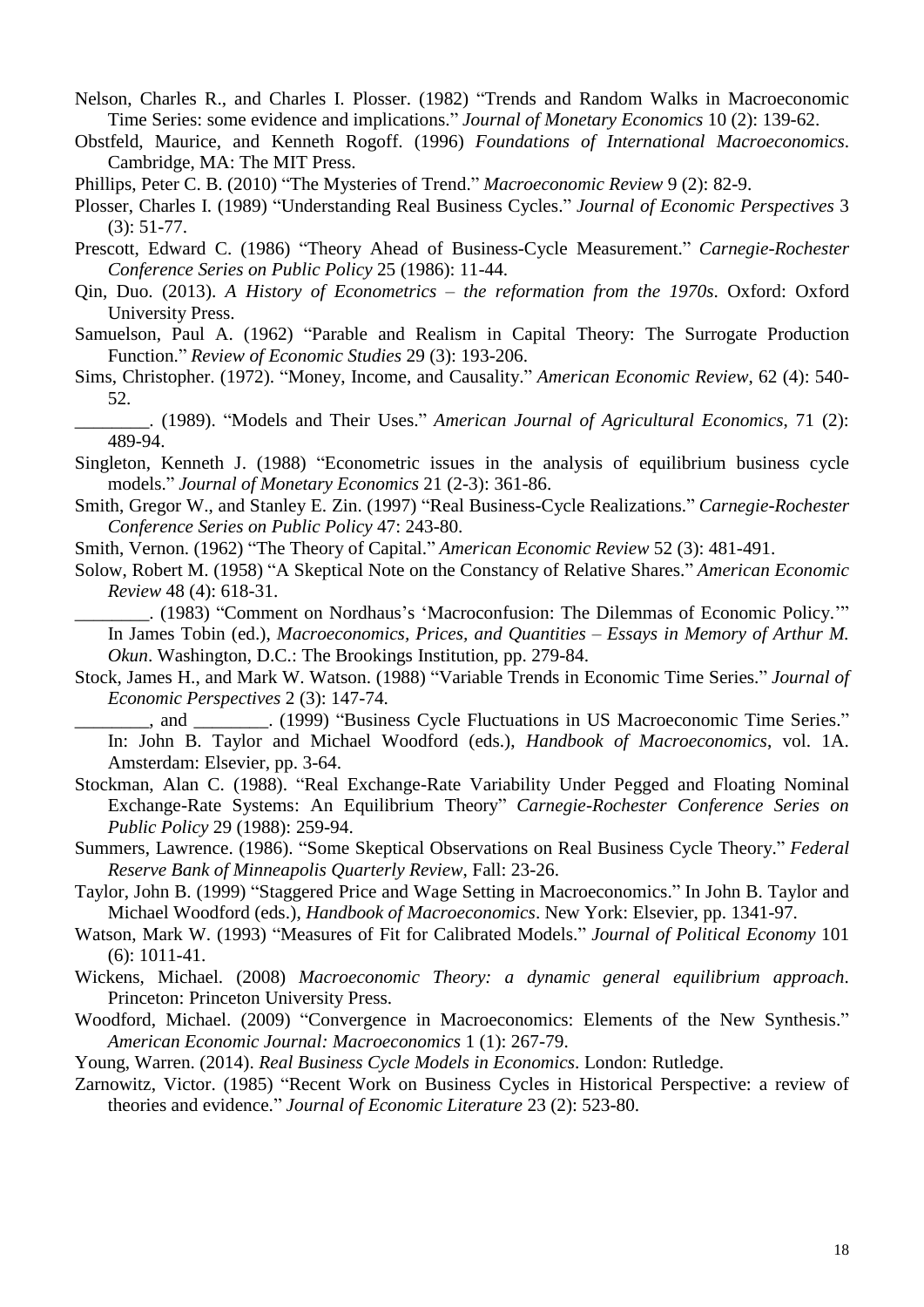Nelson, Charles R., and Charles I. Plosser. (1982) "Trends and Random Walks in Macroeconomic Time Series: some evidence and implications." *Journal of Monetary Economics* 10 (2): 139-62.

Obstfeld, Maurice, and Kenneth Rogoff. (1996) *Foundations of International Macroeconomics*. Cambridge, MA: The MIT Press.

Phillips, Peter C. B. (2010) "The Mysteries of Trend." *Macroeconomic Review* 9 (2): 82-9.

Plosser, Charles I. (1989) "Understanding Real Business Cycles." *Journal of Economic Perspectives* 3 (3): 51-77.

Prescott, Edward C. (1986) "Theory Ahead of Business-Cycle Measurement." *Carnegie-Rochester Conference Series on Public Policy* 25 (1986): 11-44.

Qin, Duo. (2013). *A History of Econometrics – the reformation from the 1970s*. Oxford: Oxford University Press.

Samuelson, Paul A. (1962) "Parable and Realism in Capital Theory: The Surrogate Production Function." *Review of Economic Studies* 29 (3): 193-206.

Sims, Christopher. (1972). "Money, Income, and Causality." *American Economic Review*, 62 (4): 540-52.

________. (1989). "Models and Their Uses." *American Journal of Agricultural Economics*, 71 (2): 489-94.

Singleton, Kenneth J. (1988) "Econometric issues in the analysis of equilibrium business cycle models." *Journal of Monetary Economics* 21 (2-3): 361-86.

Smith, Gregor W., and Stanley E. Zin. (1997) "Real Business-Cycle Realizations." *Carnegie-Rochester Conference Series on Public Policy* 47: 243-80.

Smith, Vernon. (1962) "The Theory of Capital." *American Economic Review* 52 (3): 481-491.

Solow, Robert M. (1958) "A Skeptical Note on the Constancy of Relative Shares." *American Economic Review* 48 (4): 618-31.

________. (1983) "Comment on Nordhaus's 'Macroconfusion: The Dilemmas of Economic Policy.'" In James Tobin (ed.), *Macroeconomics, Prices, and Quantities – Essays in Memory of Arthur M. Okun*. Washington, D.C.: The Brookings Institution, pp. 279-84.

Stock, James H., and Mark W. Watson. (1988) "Variable Trends in Economic Time Series." *Journal of Economic Perspectives* 2 (3): 147-74.

________, and ________. (1999) "Business Cycle Fluctuations in US Macroeconomic Time Series." In: John B. Taylor and Michael Woodford (eds.), *Handbook of Macroeconomics*, vol. 1A. Amsterdam: Elsevier, pp. 3-64.

Stockman, Alan C. (1988). "Real Exchange-Rate Variability Under Pegged and Floating Nominal Exchange-Rate Systems: An Equilibrium Theory" *Carnegie-Rochester Conference Series on Public Policy* 29 (1988): 259-94.

Summers, Lawrence. (1986). "Some Skeptical Observations on Real Business Cycle Theory." *Federal Reserve Bank of Minneapolis Quarterly Review*, Fall: 23-26.

Taylor, John B. (1999) "Staggered Price and Wage Setting in Macroeconomics." In John B. Taylor and Michael Woodford (eds.), *Handbook of Macroeconomics*. New York: Elsevier, pp. 1341-97.

Watson, Mark W. (1993) "Measures of Fit for Calibrated Models." *Journal of Political Economy* 101 (6): 1011-41.

Wickens, Michael. (2008) *Macroeconomic Theory: a dynamic general equilibrium approach*. Princeton: Princeton University Press.

Woodford, Michael. (2009) "Convergence in Macroeconomics: Elements of the New Synthesis." *American Economic Journal: Macroeconomics* 1 (1): 267-79.

Young, Warren. (2014). *Real Business Cycle Models in Economics*. London: Rutledge.

Zarnowitz, Victor. (1985) "Recent Work on Business Cycles in Historical Perspective: a review of theories and evidence." *Journal of Economic Literature* 23 (2): 523-80.